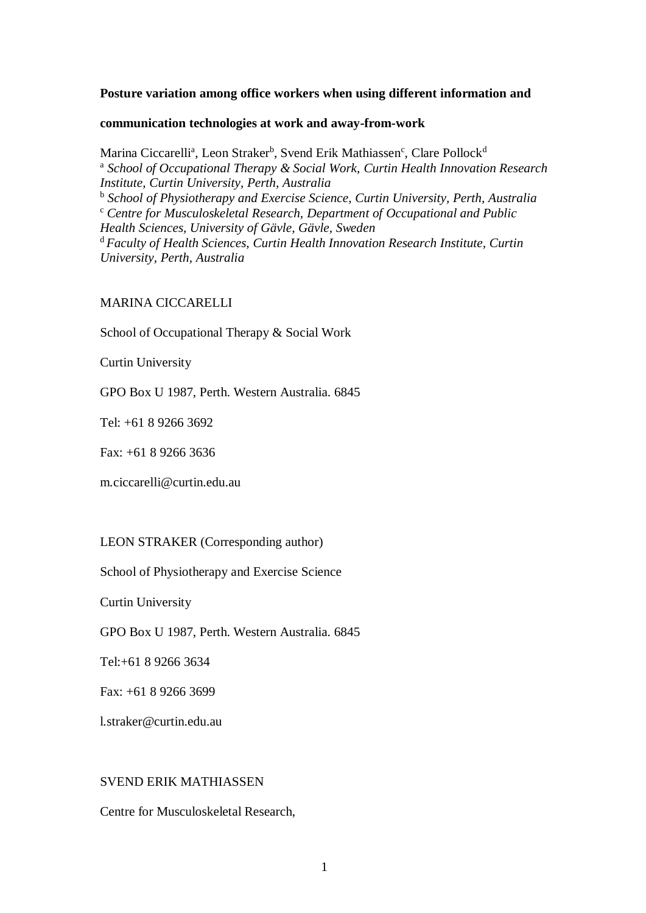**Posture variation among office workers when using different information and communication technologies at work and away-from-work**

Marina Ciccarelli[a], Leon Straker[b], Svend Erik Mathiassen[c], Clare Pollock[d]

[a] *School of Occupational Therapy & Social Work, Curtin Health Innovation Research Institute, Curtin University, Perth, Australia*

[b] *School of Physiotherapy and Exercise Science, Curtin University, Perth, Australia*

[c] *Centre for Musculoskeletal Research, Department of Occupational and Public Health Sciences, University of Gävle, Gävle, Sweden*

[d] *Faculty of Health Sciences, Curtin Health Innovation Research Institute, Curtin University, Perth, Australia*

MARINA CICCARELLI

School of Occupational Therapy & Social Work

Curtin University

GPO Box U 1987, Perth. Western Australia. 6845

Tel: +61 8 9266 3692

Fax: +61 8 9266 3636

m.ciccarelli@curtin.edu.au

LEON STRAKER (Corresponding author)

School of Physiotherapy and Exercise Science

Curtin University

GPO Box U 1987, Perth. Western Australia. 6845

Tel:+61 8 9266 3634

Fax: +61 8 9266 3699

l.straker@curtin.edu.au

SVEND ERIK MATHIASSEN

Centre for Musculoskeletal Research,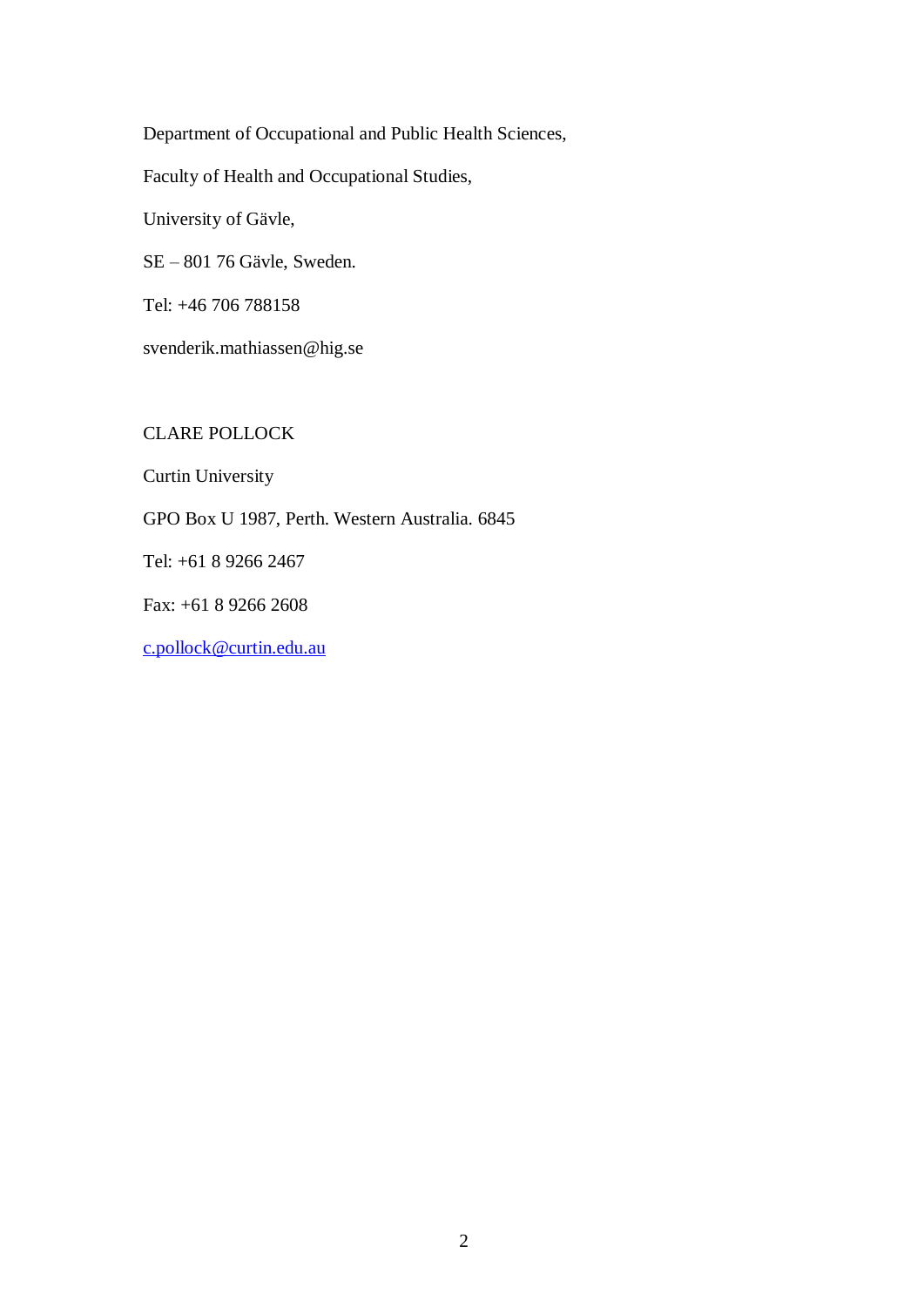Department of Occupational and Public Health Sciences,

Faculty of Health and Occupational Studies,

University of Gävle,

SE – 801 76 Gävle, Sweden.

Tel: +46 706 788158

svenderik.mathiassen@hig.se

CLARE POLLOCK

Curtin University

GPO Box U 1987, Perth. Western Australia. 6845

Tel: +61 8 9266 2467

Fax: +61 8 9266 2608

c.pollock@curtin.edu.au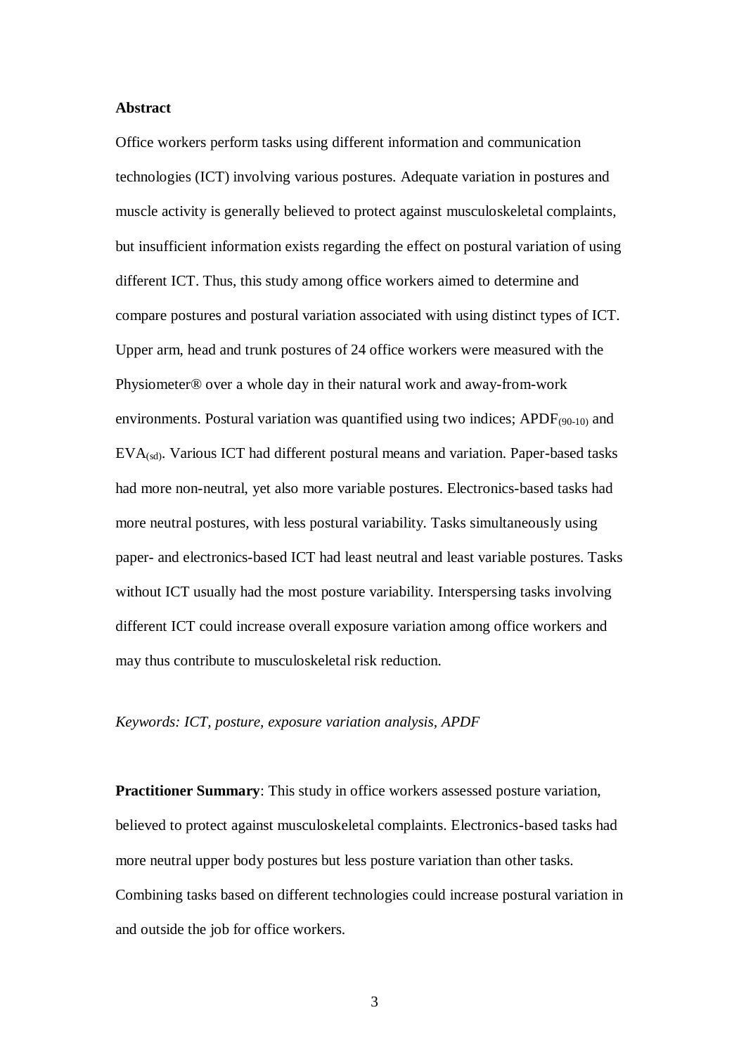## Abstract

Office workers perform tasks using different information and communication technologies (ICT) involving various postures. Adequate variation in postures and muscle activity is generally believed to protect against musculoskeletal complaints, but insufficient information exists regarding the effect on postural variation of using different ICT. Thus, this study among office workers aimed to determine and compare postures and postural variation associated with using distinct types of ICT. Upper arm, head and trunk postures of 24 office workers were measured with the Physiometer® over a whole day in their natural work and away-from-work environments. Postural variation was quantified using two indices; $APDF_{(90\text{-}10)}$ and $EVA_{(sd)}$. Various ICT had different postural means and variation. Paper-based tasks had more non-neutral, yet also more variable postures. Electronics-based tasks had more neutral postures, with less postural variability. Tasks simultaneously using paper- and electronics-based ICT had least neutral and least variable postures. Tasks without ICT usually had the most posture variability. Interspersing tasks involving different ICT could increase overall exposure variation among office workers and may thus contribute to musculoskeletal risk reduction.

*Keywords: ICT, posture, exposure variation analysis, APDF*

**Practitioner Summary**: This study in office workers assessed posture variation, believed to protect against musculoskeletal complaints. Electronics-based tasks had more neutral upper body postures but less posture variation than other tasks. Combining tasks based on different technologies could increase postural variation in and outside the job for office workers.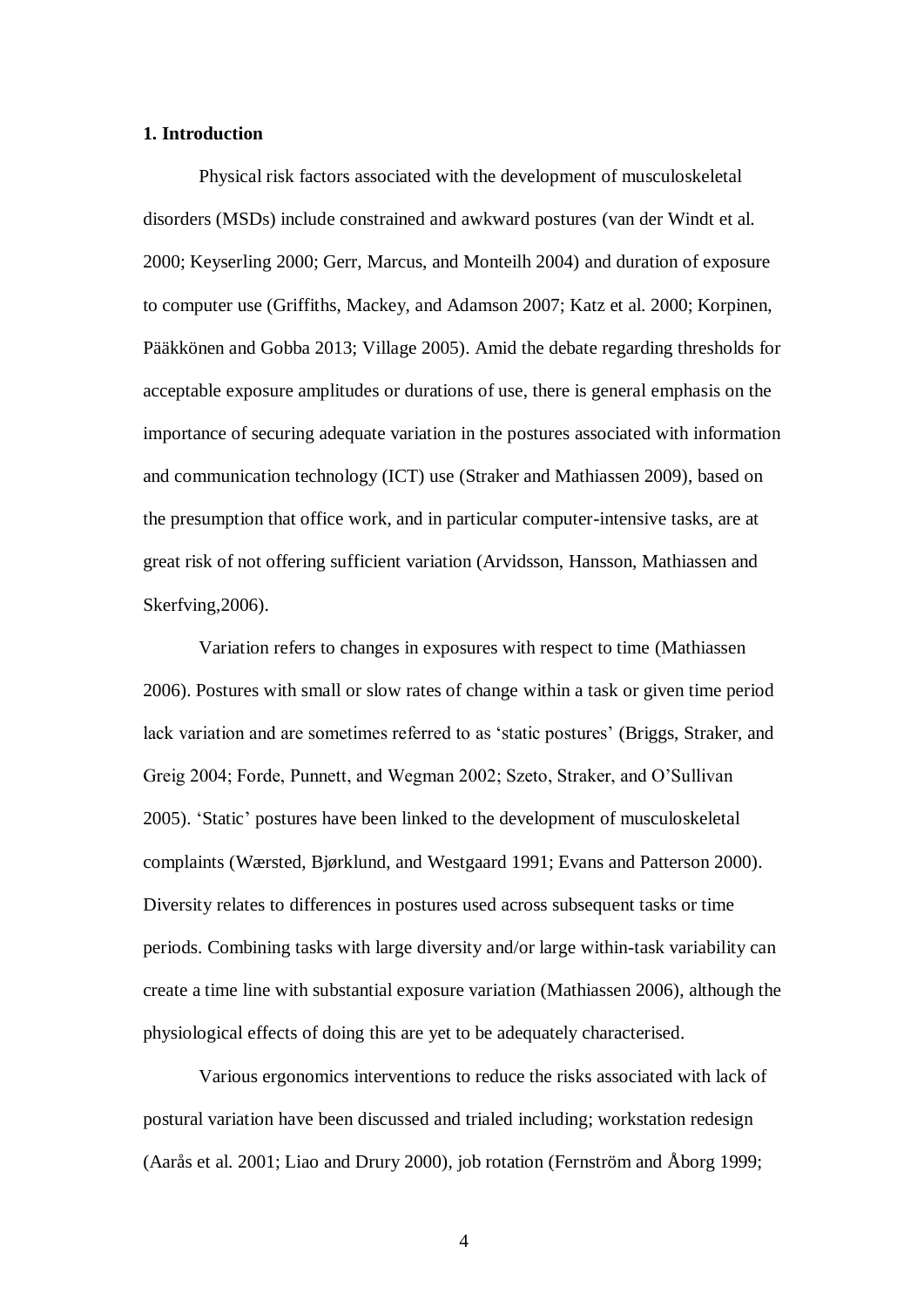## 1. Introduction

Physical risk factors associated with the development of musculoskeletal disorders (MSDs) include constrained and awkward postures (van der Windt et al. 2000; Keyserling 2000; Gerr, Marcus, and Monteilh 2004) and duration of exposure to computer use (Griffiths, Mackey, and Adamson 2007; Katz et al. 2000; Korpinen, Pääkkönen and Gobba 2013; Village 2005). Amid the debate regarding thresholds for acceptable exposure amplitudes or durations of use, there is general emphasis on the importance of securing adequate variation in the postures associated with information and communication technology (ICT) use (Straker and Mathiassen 2009), based on the presumption that office work, and in particular computer-intensive tasks, are at great risk of not offering sufficient variation (Arvidsson, Hansson, Mathiassen and Skerfving,2006).

Variation refers to changes in exposures with respect to time (Mathiassen 2006). Postures with small or slow rates of change within a task or given time period lack variation and are sometimes referred to as 'static postures' (Briggs, Straker, and Greig 2004; Forde, Punnett, and Wegman 2002; Szeto, Straker, and O'Sullivan 2005). 'Static' postures have been linked to the development of musculoskeletal complaints (Wærsted, Bjørklund, and Westgaard 1991; Evans and Patterson 2000). Diversity relates to differences in postures used across subsequent tasks or time periods. Combining tasks with large diversity and/or large within-task variability can create a time line with substantial exposure variation (Mathiassen 2006), although the physiological effects of doing this are yet to be adequately characterised.

Various ergonomics interventions to reduce the risks associated with lack of postural variation have been discussed and trialed including; workstation redesign (Aarås et al. 2001; Liao and Drury 2000), job rotation (Fernström and Åborg 1999;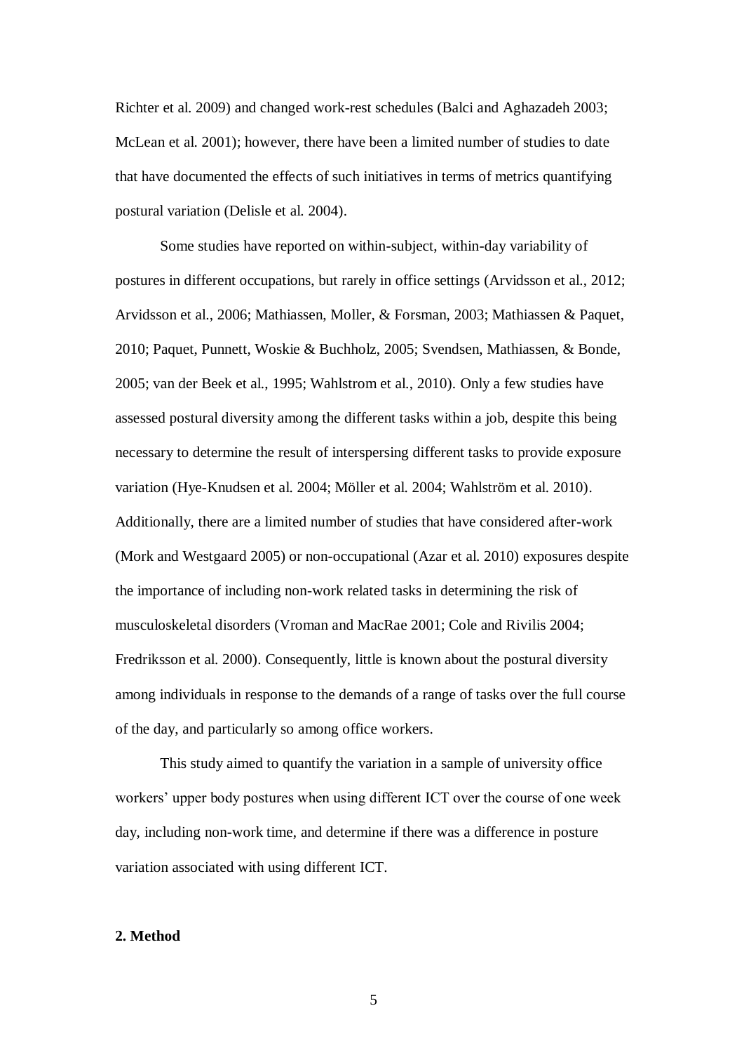Richter et al. 2009) and changed work-rest schedules (Balci and Aghazadeh 2003; McLean et al. 2001); however, there have been a limited number of studies to date that have documented the effects of such initiatives in terms of metrics quantifying postural variation (Delisle et al. 2004).

Some studies have reported on within-subject, within-day variability of postures in different occupations, but rarely in office settings (Arvidsson et al., 2012; Arvidsson et al., 2006; Mathiassen, Moller, & Forsman, 2003; Mathiassen & Paquet, 2010; Paquet, Punnett, Woskie & Buchholz, 2005; Svendsen, Mathiassen, & Bonde, 2005; van der Beek et al., 1995; Wahlstrom et al., 2010). Only a few studies have assessed postural diversity among the different tasks within a job, despite this being necessary to determine the result of interspersing different tasks to provide exposure variation (Hye-Knudsen et al. 2004; Möller et al. 2004; Wahlström et al. 2010). Additionally, there are a limited number of studies that have considered after-work (Mork and Westgaard 2005) or non-occupational (Azar et al. 2010) exposures despite the importance of including non-work related tasks in determining the risk of musculoskeletal disorders (Vroman and MacRae 2001; Cole and Rivilis 2004; Fredriksson et al. 2000). Consequently, little is known about the postural diversity among individuals in response to the demands of a range of tasks over the full course of the day, and particularly so among office workers.

This study aimed to quantify the variation in a sample of university office workers' upper body postures when using different ICT over the course of one week day, including non-work time, and determine if there was a difference in posture variation associated with using different ICT.

## 2. Method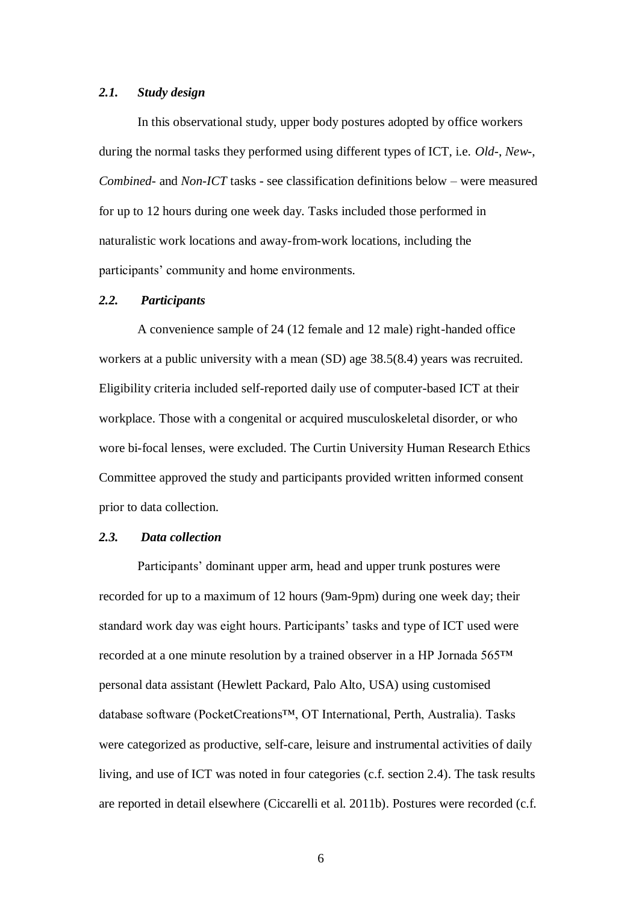### *2.1. Study design*

In this observational study, upper body postures adopted by office workers during the normal tasks they performed using different types of ICT, i.e. *Old-*, *New-*, *Combined-* and *Non-ICT* tasks - see classification definitions below – were measured for up to 12 hours during one week day. Tasks included those performed in naturalistic work locations and away-from-work locations, including the participants' community and home environments.

### *2.2. Participants*

A convenience sample of 24 (12 female and 12 male) right-handed office workers at a public university with a mean (SD) age 38.5(8.4) years was recruited. Eligibility criteria included self-reported daily use of computer-based ICT at their workplace. Those with a congenital or acquired musculoskeletal disorder, or who wore bi-focal lenses, were excluded. The Curtin University Human Research Ethics Committee approved the study and participants provided written informed consent prior to data collection.

### *2.3. Data collection*

Participants' dominant upper arm, head and upper trunk postures were recorded for up to a maximum of 12 hours (9am-9pm) during one week day; their standard work day was eight hours. Participants' tasks and type of ICT used were recorded at a one minute resolution by a trained observer in a HP Jornada 565™ personal data assistant (Hewlett Packard, Palo Alto, USA) using customised database software (PocketCreations™, OT International, Perth, Australia). Tasks were categorized as productive, self-care, leisure and instrumental activities of daily living, and use of ICT was noted in four categories (c.f. section 2.4). The task results are reported in detail elsewhere (Ciccarelli et al. 2011b). Postures were recorded (c.f.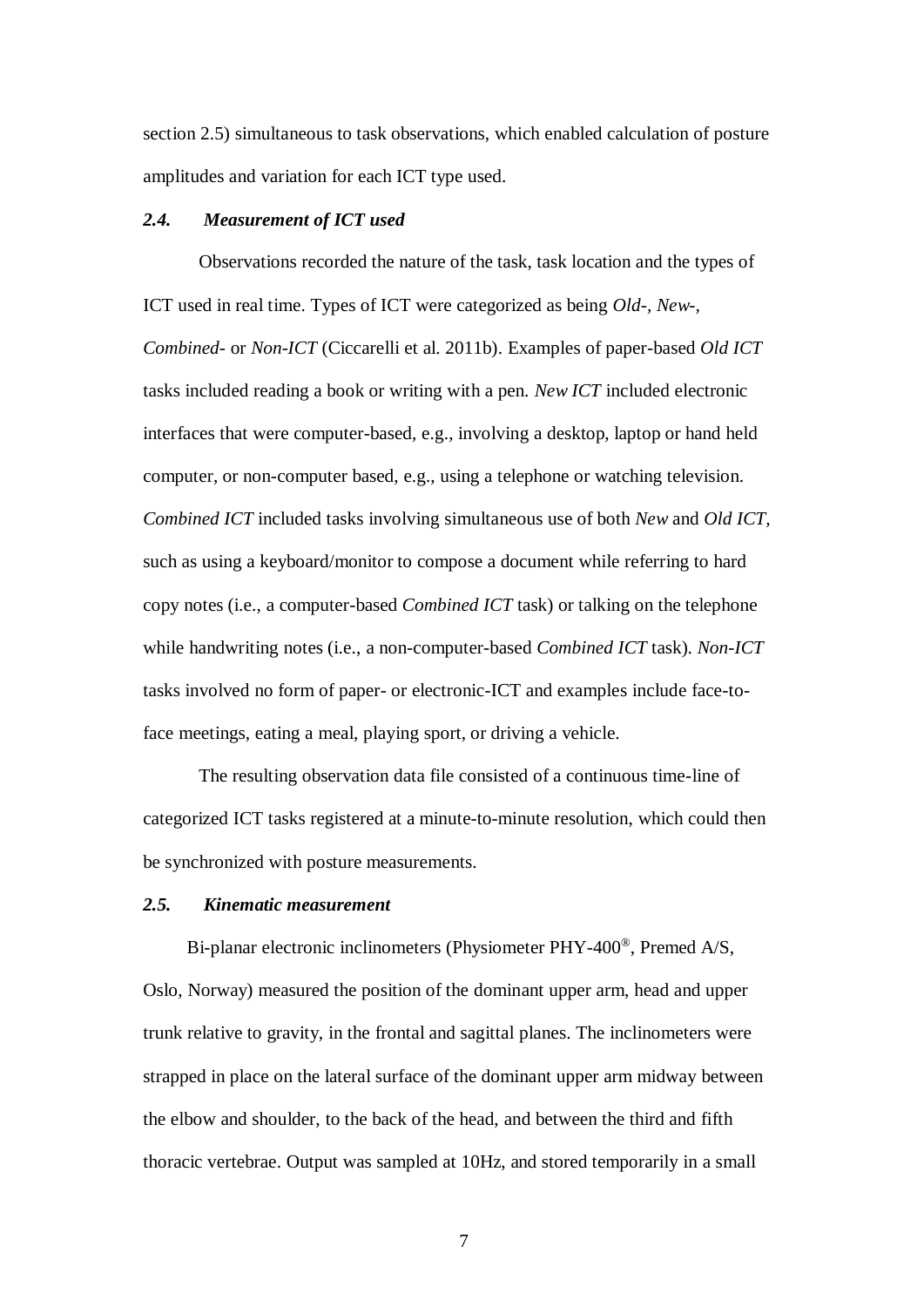section 2.5) simultaneous to task observations, which enabled calculation of posture amplitudes and variation for each ICT type used.

### *2.4. Measurement of ICT used*

Observations recorded the nature of the task, task location and the types of ICT used in real time. Types of ICT were categorized as being *Old-*, *New-*, *Combined-* or *Non-ICT* (Ciccarelli et al. 2011b). Examples of paper-based *Old ICT* tasks included reading a book or writing with a pen. *New ICT* included electronic interfaces that were computer-based, e.g., involving a desktop, laptop or hand held computer, or non-computer based, e.g., using a telephone or watching television. *Combined ICT* included tasks involving simultaneous use of both *New* and *Old ICT*, such as using a keyboard/monitor to compose a document while referring to hard copy notes (i.e., a computer-based *Combined ICT* task) or talking on the telephone while handwriting notes (i.e., a non-computer-based *Combined ICT* task). *Non-ICT* tasks involved no form of paper- or electronic-ICT and examples include face-to-face meetings, eating a meal, playing sport, or driving a vehicle.

The resulting observation data file consisted of a continuous time-line of categorized ICT tasks registered at a minute-to-minute resolution, which could then be synchronized with posture measurements.

### *2.5. Kinematic measurement*

Bi-planar electronic inclinometers (Physiometer PHY-400®, Premed A/S, Oslo, Norway) measured the position of the dominant upper arm, head and upper trunk relative to gravity, in the frontal and sagittal planes. The inclinometers were strapped in place on the lateral surface of the dominant upper arm midway between the elbow and shoulder, to the back of the head, and between the third and fifth thoracic vertebrae. Output was sampled at 10Hz, and stored temporarily in a small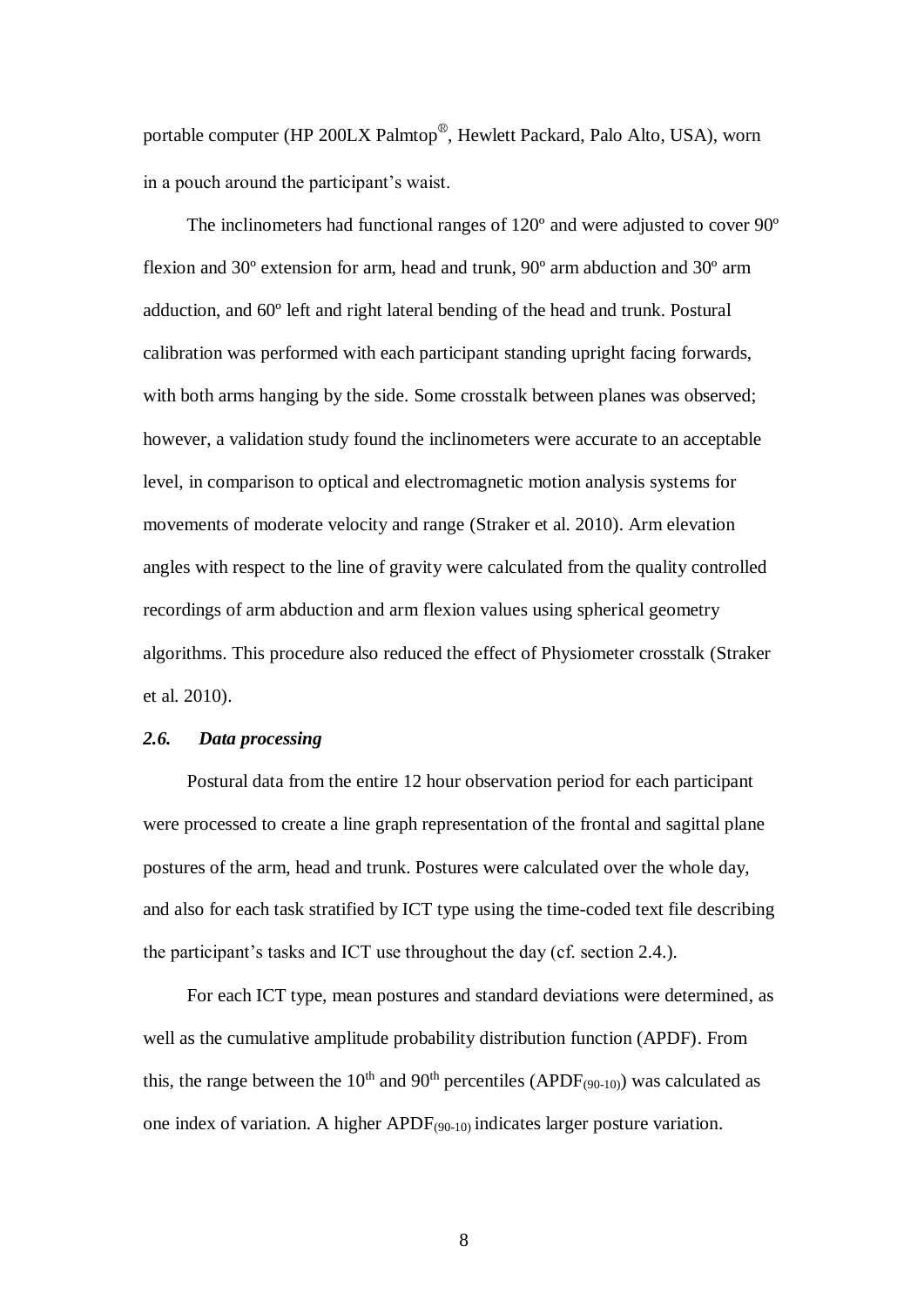portable computer (HP 200LX Palmtop®, Hewlett Packard, Palo Alto, USA), worn in a pouch around the participant's waist.

The inclinometers had functional ranges of 120º and were adjusted to cover 90º flexion and 30º extension for arm, head and trunk, 90º arm abduction and 30º arm adduction, and 60º left and right lateral bending of the head and trunk. Postural calibration was performed with each participant standing upright facing forwards, with both arms hanging by the side. Some crosstalk between planes was observed; however, a validation study found the inclinometers were accurate to an acceptable level, in comparison to optical and electromagnetic motion analysis systems for movements of moderate velocity and range (Straker et al. 2010). Arm elevation angles with respect to the line of gravity were calculated from the quality controlled recordings of arm abduction and arm flexion values using spherical geometry algorithms. This procedure also reduced the effect of Physiometer crosstalk (Straker et al. 2010).

### *2.6. Data processing*

Postural data from the entire 12 hour observation period for each participant were processed to create a line graph representation of the frontal and sagittal plane postures of the arm, head and trunk. Postures were calculated over the whole day, and also for each task stratified by ICT type using the time-coded text file describing the participant's tasks and ICT use throughout the day (cf. section 2.4.).

For each ICT type, mean postures and standard deviations were determined, as well as the cumulative amplitude probability distribution function (APDF). From this, the range between the $10^{th}$ and $90^{th}$ percentiles ($APDF_{(90\text{-}10)}$) was calculated as one index of variation. A higher $APDF_{(90\text{-}10)}$ indicates larger posture variation.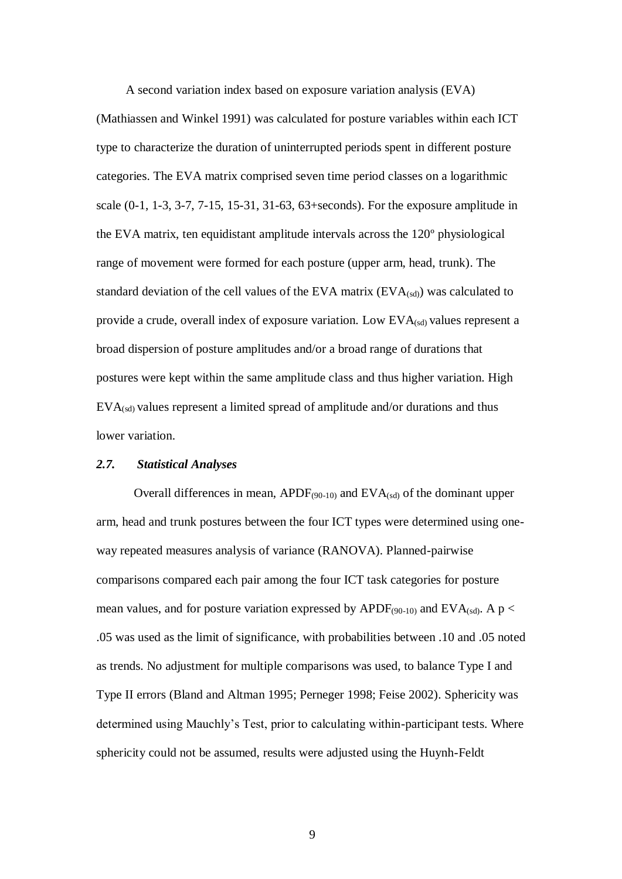A second variation index based on exposure variation analysis (EVA) (Mathiassen and Winkel 1991) was calculated for posture variables within each ICT type to characterize the duration of uninterrupted periods spent in different posture categories. The EVA matrix comprised seven time period classes on a logarithmic scale (0-1, 1-3, 3-7, 7-15, 15-31, 31-63, 63+seconds). For the exposure amplitude in the EVA matrix, ten equidistant amplitude intervals across the 120º physiological range of movement were formed for each posture (upper arm, head, trunk). The standard deviation of the cell values of the EVA matrix ($EVA_{(sd)}$) was calculated to provide a crude, overall index of exposure variation. Low $EVA_{(sd)}$ values represent a broad dispersion of posture amplitudes and/or a broad range of durations that postures were kept within the same amplitude class and thus higher variation. High $EVA_{(sd)}$ values represent a limited spread of amplitude and/or durations and thus lower variation.

### *2.7. Statistical Analyses*

Overall differences in mean, $APDF_{(90-10)}$ and $EVA_{(sd)}$ of the dominant upper arm, head and trunk postures between the four ICT types were determined using one-way repeated measures analysis of variance (RANOVA). Planned-pairwise comparisons compared each pair among the four ICT task categories for posture mean values, and for posture variation expressed by $APDF_{(90-10)}$ and $EVA_{(sd)}$. A $p <$ .05 was used as the limit of significance, with probabilities between .10 and .05 noted as trends. No adjustment for multiple comparisons was used, to balance Type I and Type II errors (Bland and Altman 1995; Perneger 1998; Feise 2002). Sphericity was determined using Mauchly's Test, prior to calculating within-participant tests. Where sphericity could not be assumed, results were adjusted using the Huynh-Feldt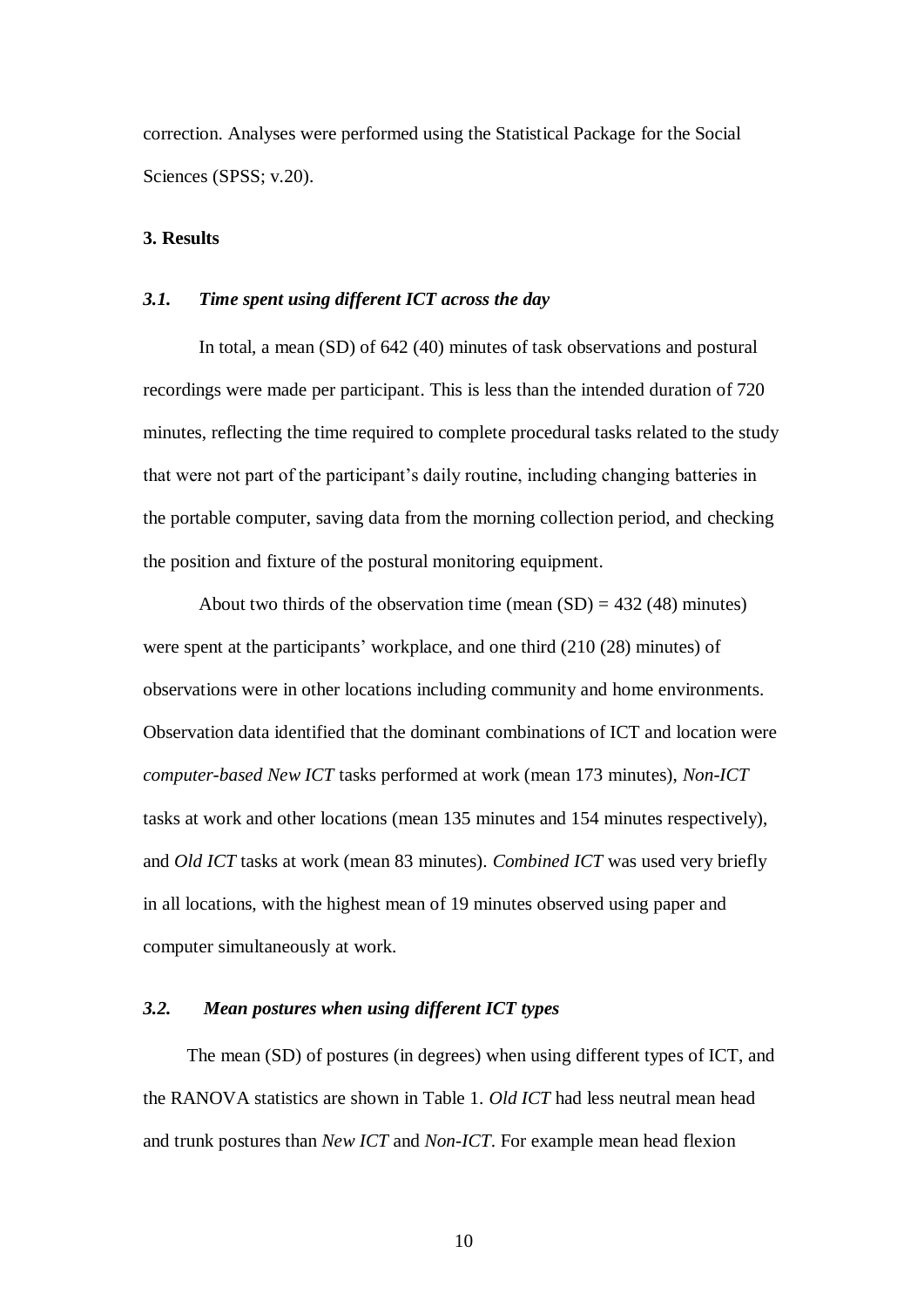correction. Analyses were performed using the Statistical Package for the Social Sciences (SPSS; v.20).

## 3. Results

### *3.1. Time spent using different ICT across the day*

In total, a mean (SD) of 642 (40) minutes of task observations and postural recordings were made per participant. This is less than the intended duration of 720 minutes, reflecting the time required to complete procedural tasks related to the study that were not part of the participant's daily routine, including changing batteries in the portable computer, saving data from the morning collection period, and checking the position and fixture of the postural monitoring equipment.

About two thirds of the observation time (mean (SD) = 432 (48) minutes) were spent at the participants' workplace, and one third (210 (28) minutes) of observations were in other locations including community and home environments. Observation data identified that the dominant combinations of ICT and location were *computer-based New ICT* tasks performed at work (mean 173 minutes), *Non-ICT* tasks at work and other locations (mean 135 minutes and 154 minutes respectively), and *Old ICT* tasks at work (mean 83 minutes). *Combined ICT* was used very briefly in all locations, with the highest mean of 19 minutes observed using paper and computer simultaneously at work.

### *3.2. Mean postures when using different ICT types*

The mean (SD) of postures (in degrees) when using different types of ICT, and the RANOVA statistics are shown in Table 1. *Old ICT* had less neutral mean head and trunk postures than *New ICT* and *Non-ICT*. For example mean head flexion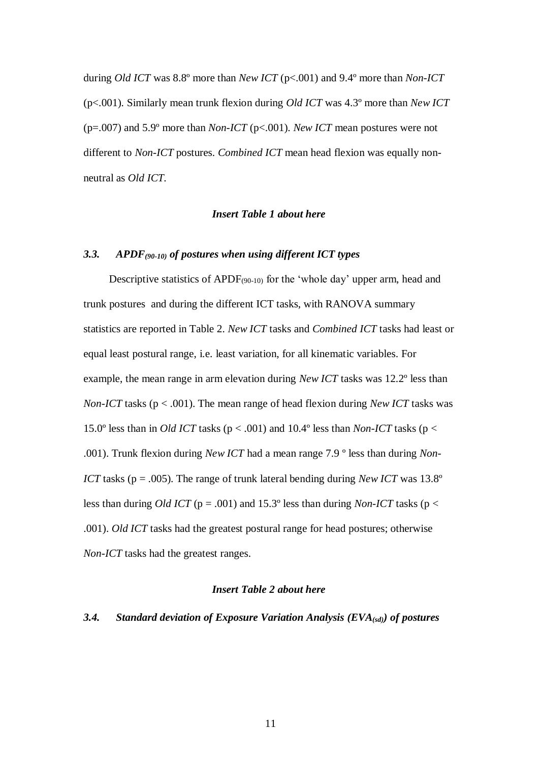during *Old ICT* was 8.8º more than *New ICT* ($p<.001$) and 9.4º more than *Non-ICT* ($p<.001$). Similarly mean trunk flexion during *Old ICT* was 4.3º more than *New ICT* ($p=.007$) and 5.9º more than *Non-ICT* ($p<.001$). *New ICT* mean postures were not different to *Non-ICT* postures. *Combined ICT* mean head flexion was equally non-neutral as *Old ICT*.

***Insert Table 1 about here***

### *3.3. $APDF_{(90-10)}$ of postures when using different ICT types*

Descriptive statistics of $APDF_{(90-10)}$ for the 'whole day' upper arm, head and trunk postures and during the different ICT tasks, with RANOVA summary statistics are reported in Table 2. *New ICT* tasks and *Combined ICT* tasks had least or equal least postural range, i.e. least variation, for all kinematic variables. For example, the mean range in arm elevation during *New ICT* tasks was 12.2º less than *Non-ICT* tasks ($p < .001$). The mean range of head flexion during *New ICT* tasks was 15.0º less than in *Old ICT* tasks ($p < .001$) and 10.4º less than *Non-ICT* tasks ($p < .001$). Trunk flexion during *New ICT* had a mean range 7.9 º less than during *Non-ICT* tasks ($p = .005$). The range of trunk lateral bending during *New ICT* was 13.8º less than during *Old ICT* ($p = .001$) and 15.3º less than during *Non-ICT* tasks ($p < .001$). *Old ICT* tasks had the greatest postural range for head postures; otherwise *Non-ICT* tasks had the greatest ranges.

***Insert Table 2 about here***

### *3.4. Standard deviation of Exposure Variation Analysis ($EVA_{(sd)}$) of postures*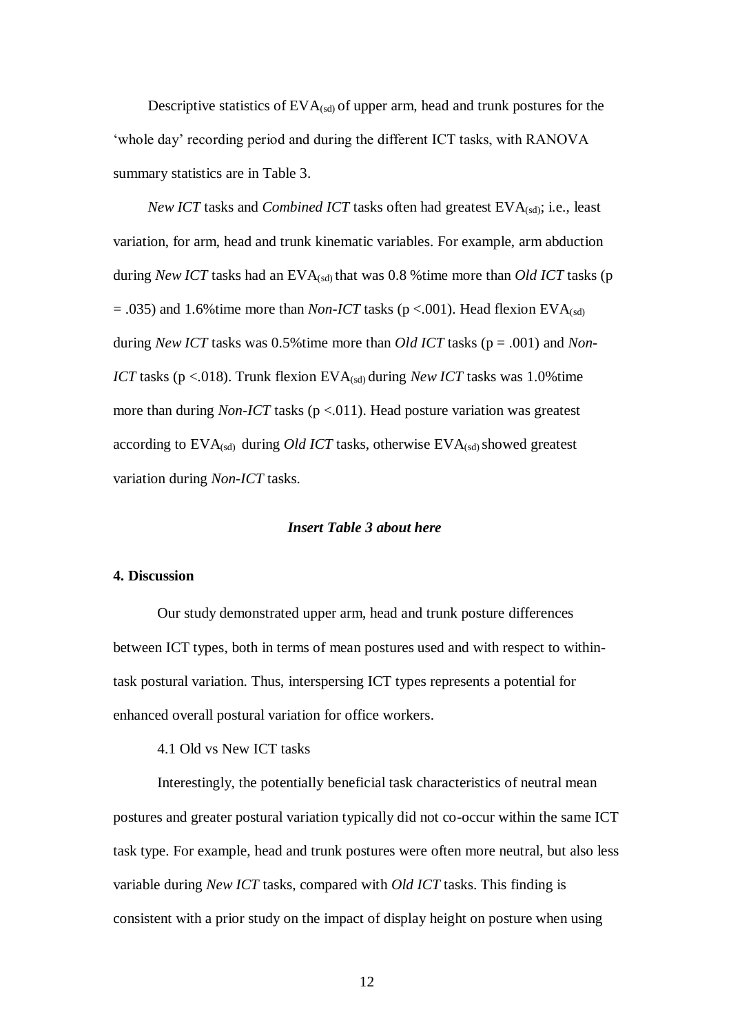Descriptive statistics of $EVA_{(sd)}$ of upper arm, head and trunk postures for the 'whole day' recording period and during the different ICT tasks, with RANOVA summary statistics are in Table 3.

*New ICT* tasks and *Combined ICT* tasks often had greatest $EVA_{(sd)}$; i.e., least variation, for arm, head and trunk kinematic variables. For example, arm abduction during *New ICT* tasks had an $EVA_{(sd)}$ that was 0.8 %time more than *Old ICT* tasks ($p = .035$) and 1.6%time more than *Non-ICT* tasks ($p < .001$). Head flexion $EVA_{(sd)}$ during *New ICT* tasks was 0.5%time more than *Old ICT* tasks ($p = .001$) and *Non-ICT* tasks ($p < .018$). Trunk flexion $EVA_{(sd)}$ during *New ICT* tasks was 1.0%time more than during *Non-ICT* tasks ($p < .011$). Head posture variation was greatest according to $EVA_{(sd)}$ during *Old ICT* tasks, otherwise $EVA_{(sd)}$ showed greatest variation during *Non-ICT* tasks.

***Insert Table 3 about here***

## 4. Discussion

Our study demonstrated upper arm, head and trunk posture differences between ICT types, both in terms of mean postures used and with respect to within-task postural variation. Thus, interspersing ICT types represents a potential for enhanced overall postural variation for office workers.

### 4.1 Old vs New ICT tasks

Interestingly, the potentially beneficial task characteristics of neutral mean postures and greater postural variation typically did not co-occur within the same ICT task type. For example, head and trunk postures were often more neutral, but also less variable during *New ICT* tasks, compared with *Old ICT* tasks. This finding is consistent with a prior study on the impact of display height on posture when using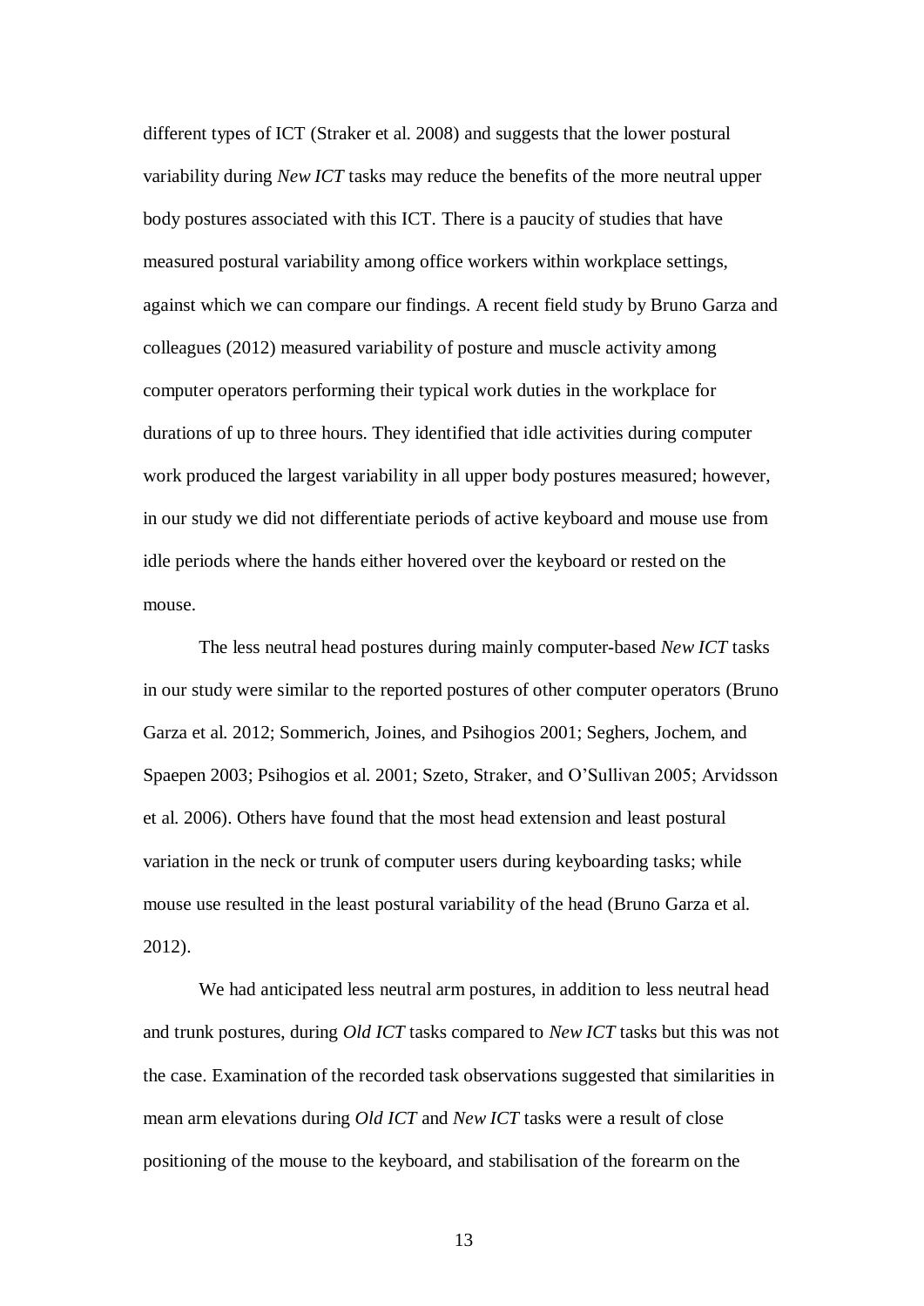different types of ICT (Straker et al. 2008) and suggests that the lower postural variability during *New ICT* tasks may reduce the benefits of the more neutral upper body postures associated with this ICT. There is a paucity of studies that have measured postural variability among office workers within workplace settings, against which we can compare our findings. A recent field study by Bruno Garza and colleagues (2012) measured variability of posture and muscle activity among computer operators performing their typical work duties in the workplace for durations of up to three hours. They identified that idle activities during computer work produced the largest variability in all upper body postures measured; however, in our study we did not differentiate periods of active keyboard and mouse use from idle periods where the hands either hovered over the keyboard or rested on the mouse.

The less neutral head postures during mainly computer-based *New ICT* tasks in our study were similar to the reported postures of other computer operators (Bruno Garza et al. 2012; Sommerich, Joines, and Psihogios 2001; Seghers, Jochem, and Spaepen 2003; Psihogios et al. 2001; Szeto, Straker, and O'Sullivan 2005; Arvidsson et al. 2006). Others have found that the most head extension and least postural variation in the neck or trunk of computer users during keyboarding tasks; while mouse use resulted in the least postural variability of the head (Bruno Garza et al. 2012).

We had anticipated less neutral arm postures, in addition to less neutral head and trunk postures, during *Old ICT* tasks compared to *New ICT* tasks but this was not the case. Examination of the recorded task observations suggested that similarities in mean arm elevations during *Old ICT* and *New ICT* tasks were a result of close positioning of the mouse to the keyboard, and stabilisation of the forearm on the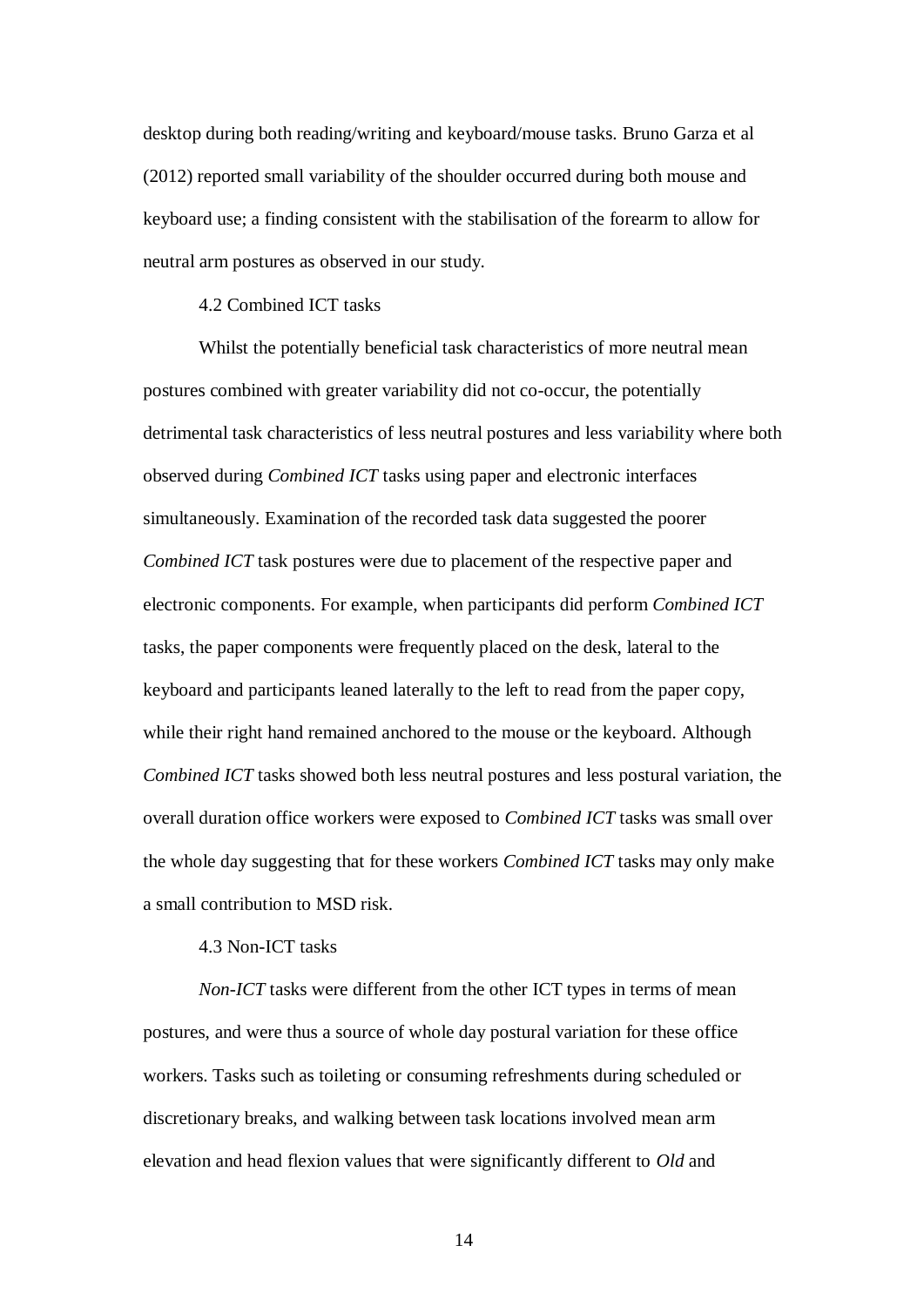desktop during both reading/writing and keyboard/mouse tasks. Bruno Garza et al (2012) reported small variability of the shoulder occurred during both mouse and keyboard use; a finding consistent with the stabilisation of the forearm to allow for neutral arm postures as observed in our study.

### 4.2 Combined ICT tasks

Whilst the potentially beneficial task characteristics of more neutral mean postures combined with greater variability did not co-occur, the potentially detrimental task characteristics of less neutral postures and less variability where both observed during *Combined ICT* tasks using paper and electronic interfaces simultaneously. Examination of the recorded task data suggested the poorer *Combined ICT* task postures were due to placement of the respective paper and electronic components. For example, when participants did perform *Combined ICT* tasks, the paper components were frequently placed on the desk, lateral to the keyboard and participants leaned laterally to the left to read from the paper copy, while their right hand remained anchored to the mouse or the keyboard. Although *Combined ICT* tasks showed both less neutral postures and less postural variation, the overall duration office workers were exposed to *Combined ICT* tasks was small over the whole day suggesting that for these workers *Combined ICT* tasks may only make a small contribution to MSD risk.

### 4.3 Non-ICT tasks

*Non-ICT* tasks were different from the other ICT types in terms of mean postures, and were thus a source of whole day postural variation for these office workers. Tasks such as toileting or consuming refreshments during scheduled or discretionary breaks, and walking between task locations involved mean arm elevation and head flexion values that were significantly different to *Old* and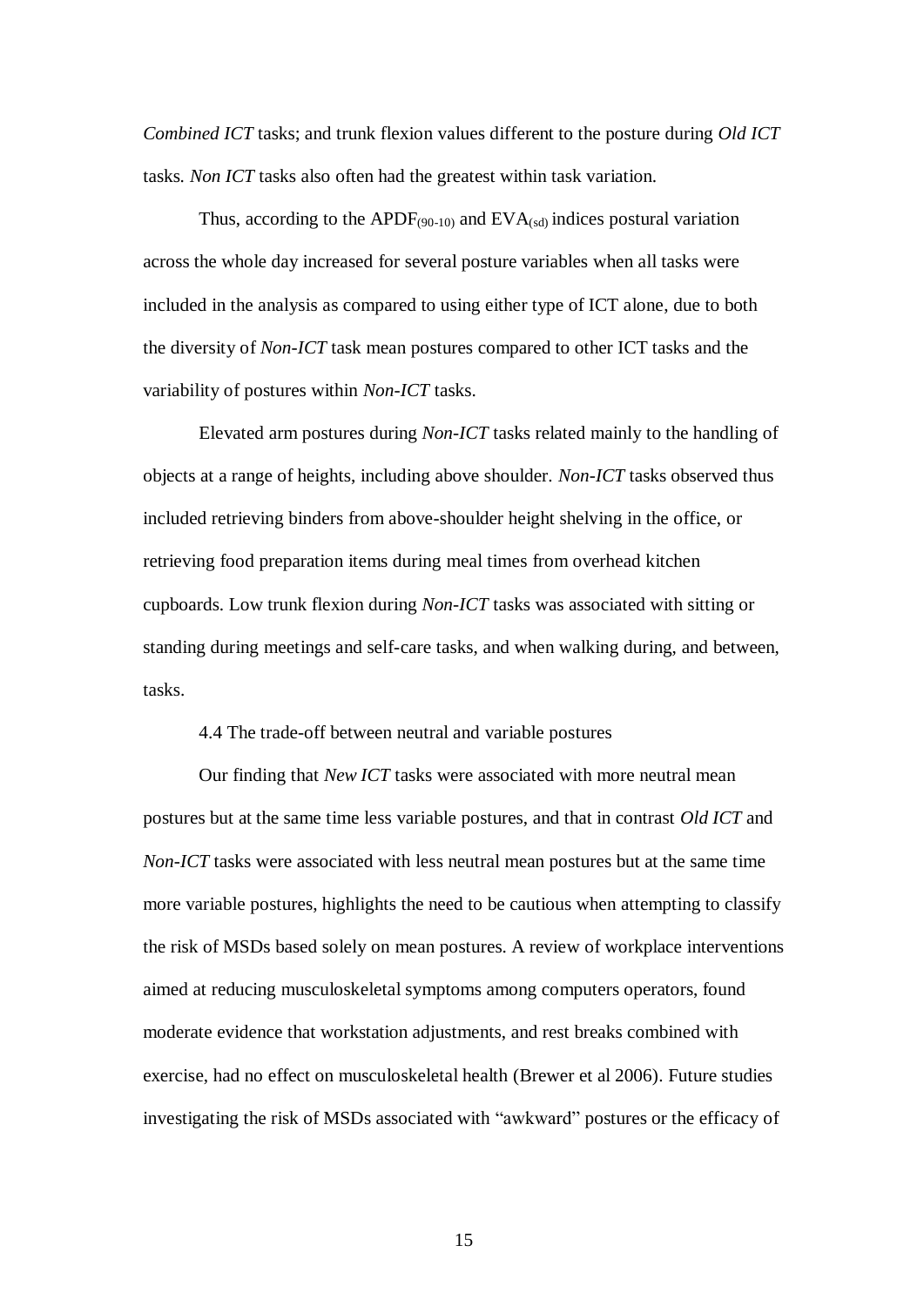*Combined ICT* tasks; and trunk flexion values different to the posture during *Old ICT* tasks. *Non ICT* tasks also often had the greatest within task variation.

Thus, according to the $APDF_{(90-10)}$ and $EVA_{(sd)}$ indices postural variation across the whole day increased for several posture variables when all tasks were included in the analysis as compared to using either type of ICT alone, due to both the diversity of *Non-ICT* task mean postures compared to other ICT tasks and the variability of postures within *Non-ICT* tasks.

Elevated arm postures during *Non-ICT* tasks related mainly to the handling of objects at a range of heights, including above shoulder. *Non-ICT* tasks observed thus included retrieving binders from above-shoulder height shelving in the office, or retrieving food preparation items during meal times from overhead kitchen cupboards. Low trunk flexion during *Non-ICT* tasks was associated with sitting or standing during meetings and self-care tasks, and when walking during, and between, tasks.

### 4.4 The trade-off between neutral and variable postures

Our finding that *New ICT* tasks were associated with more neutral mean postures but at the same time less variable postures, and that in contrast *Old ICT* and *Non-ICT* tasks were associated with less neutral mean postures but at the same time more variable postures, highlights the need to be cautious when attempting to classify the risk of MSDs based solely on mean postures. A review of workplace interventions aimed at reducing musculoskeletal symptoms among computers operators, found moderate evidence that workstation adjustments, and rest breaks combined with exercise, had no effect on musculoskeletal health (Brewer et al 2006). Future studies investigating the risk of MSDs associated with "awkward" postures or the efficacy of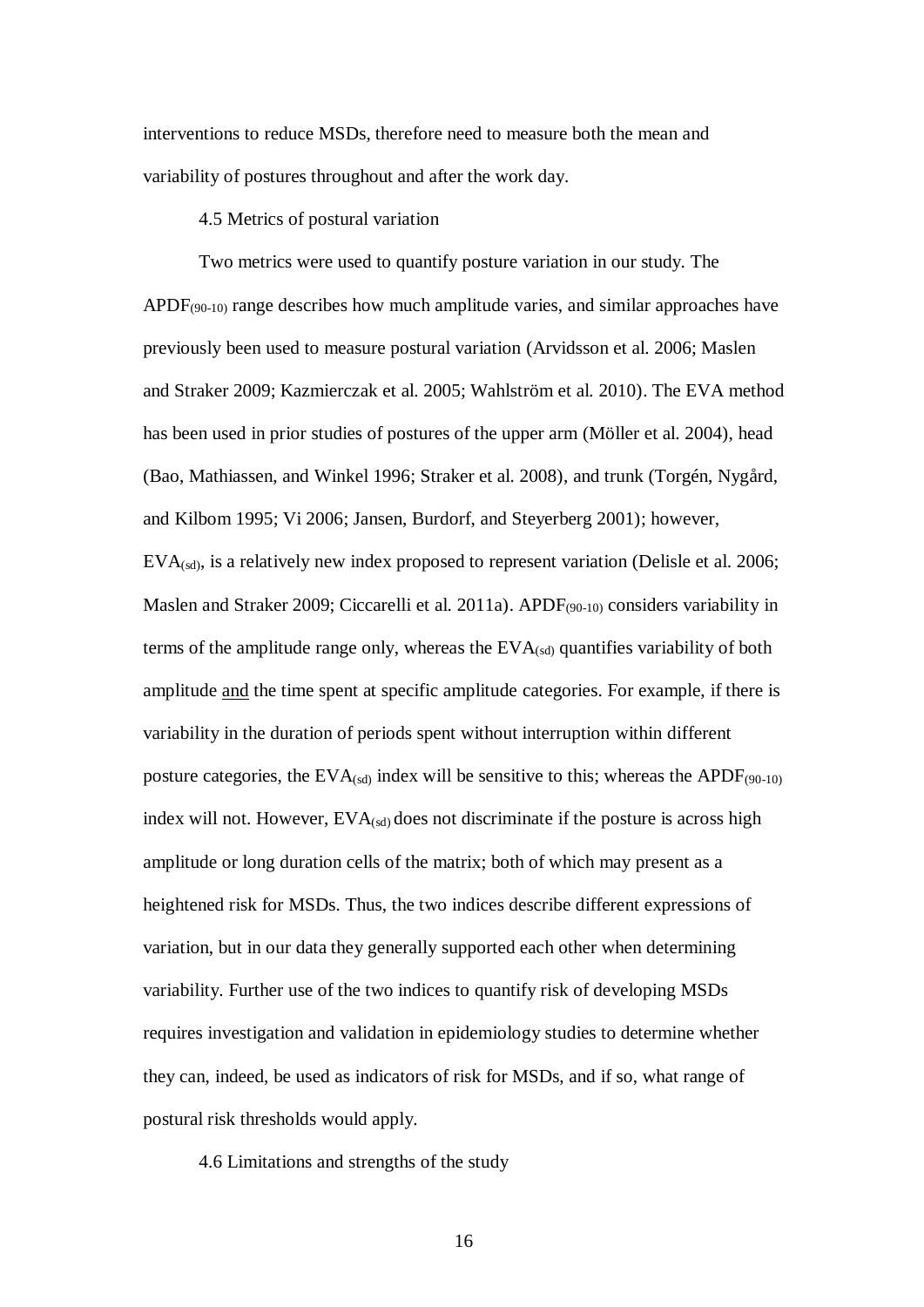interventions to reduce MSDs, therefore need to measure both the mean and variability of postures throughout and after the work day.

### 4.5 Metrics of postural variation

Two metrics were used to quantify posture variation in our study. The $APDF_{(90\text{-}10)}$ range describes how much amplitude varies, and similar approaches have previously been used to measure postural variation (Arvidsson et al. 2006; Maslen and Straker 2009; Kazmierczak et al. 2005; Wahlström et al. 2010). The EVA method has been used in prior studies of postures of the upper arm (Möller et al. 2004), head (Bao, Mathiassen, and Winkel 1996; Straker et al. 2008), and trunk (Torgén, Nygård, and Kilbom 1995; Vi 2006; Jansen, Burdorf, and Steyerberg 2001); however, $EVA_{(sd)}$, is a relatively new index proposed to represent variation (Delisle et al. 2006; Maslen and Straker 2009; Ciccarelli et al. 2011a). $APDF_{(90\text{-}10)}$ considers variability in terms of the amplitude range only, whereas the $EVA_{(sd)}$ quantifies variability of both amplitude and the time spent at specific amplitude categories. For example, if there is variability in the duration of periods spent without interruption within different posture categories, the $EVA_{(sd)}$ index will be sensitive to this; whereas the $APDF_{(90\text{-}10)}$ index will not. However, $EVA_{(sd)}$ does not discriminate if the posture is across high amplitude or long duration cells of the matrix; both of which may present as a heightened risk for MSDs. Thus, the two indices describe different expressions of variation, but in our data they generally supported each other when determining variability. Further use of the two indices to quantify risk of developing MSDs requires investigation and validation in epidemiology studies to determine whether they can, indeed, be used as indicators of risk for MSDs, and if so, what range of postural risk thresholds would apply.

### 4.6 Limitations and strengths of the study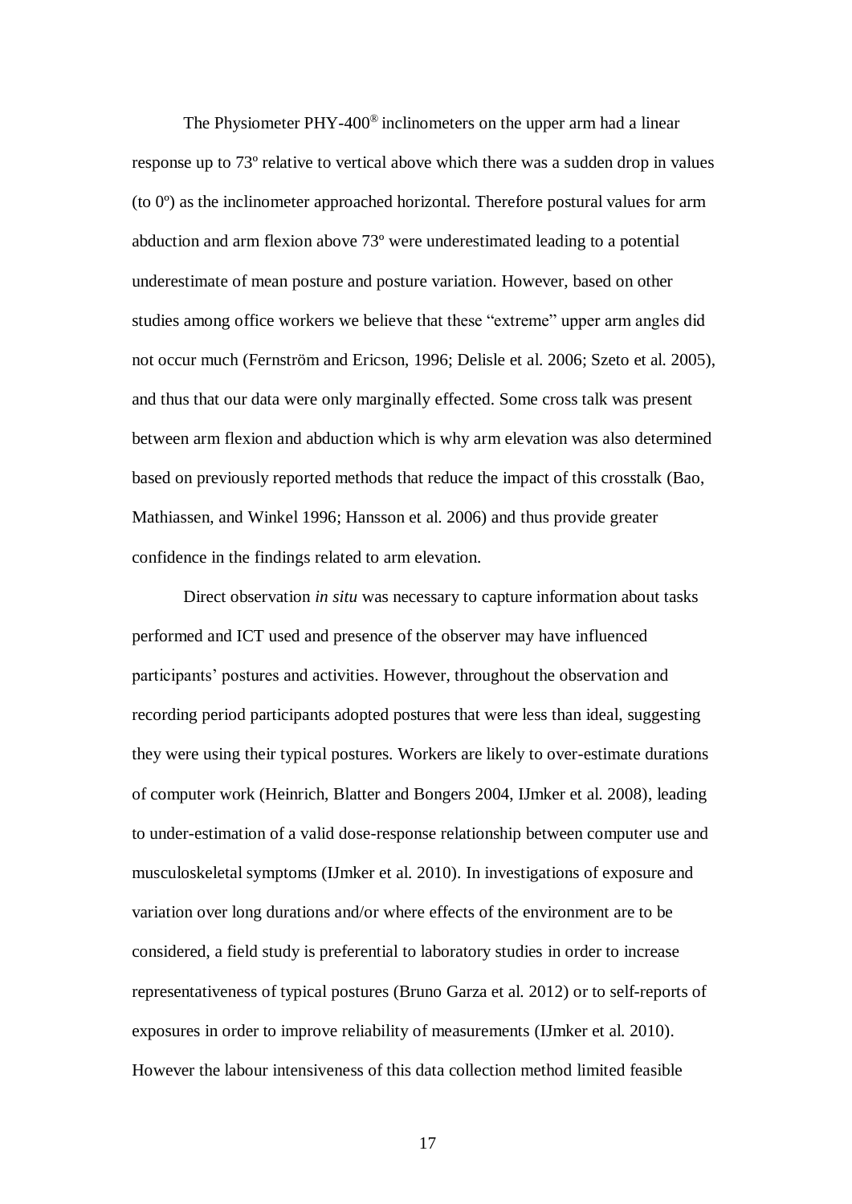The Physiometer PHY-400® inclinometers on the upper arm had a linear response up to 73º relative to vertical above which there was a sudden drop in values (to 0º) as the inclinometer approached horizontal. Therefore postural values for arm abduction and arm flexion above 73º were underestimated leading to a potential underestimate of mean posture and posture variation. However, based on other studies among office workers we believe that these "extreme" upper arm angles did not occur much (Fernström and Ericson, 1996; Delisle et al. 2006; Szeto et al. 2005), and thus that our data were only marginally effected. Some cross talk was present between arm flexion and abduction which is why arm elevation was also determined based on previously reported methods that reduce the impact of this crosstalk (Bao, Mathiassen, and Winkel 1996; Hansson et al. 2006) and thus provide greater confidence in the findings related to arm elevation.

Direct observation *in situ* was necessary to capture information about tasks performed and ICT used and presence of the observer may have influenced participants' postures and activities. However, throughout the observation and recording period participants adopted postures that were less than ideal, suggesting they were using their typical postures. Workers are likely to over-estimate durations of computer work (Heinrich, Blatter and Bongers 2004, IJmker et al. 2008), leading to under-estimation of a valid dose-response relationship between computer use and musculoskeletal symptoms (IJmker et al. 2010). In investigations of exposure and variation over long durations and/or where effects of the environment are to be considered, a field study is preferential to laboratory studies in order to increase representativeness of typical postures (Bruno Garza et al. 2012) or to self-reports of exposures in order to improve reliability of measurements (IJmker et al. 2010). However the labour intensiveness of this data collection method limited feasible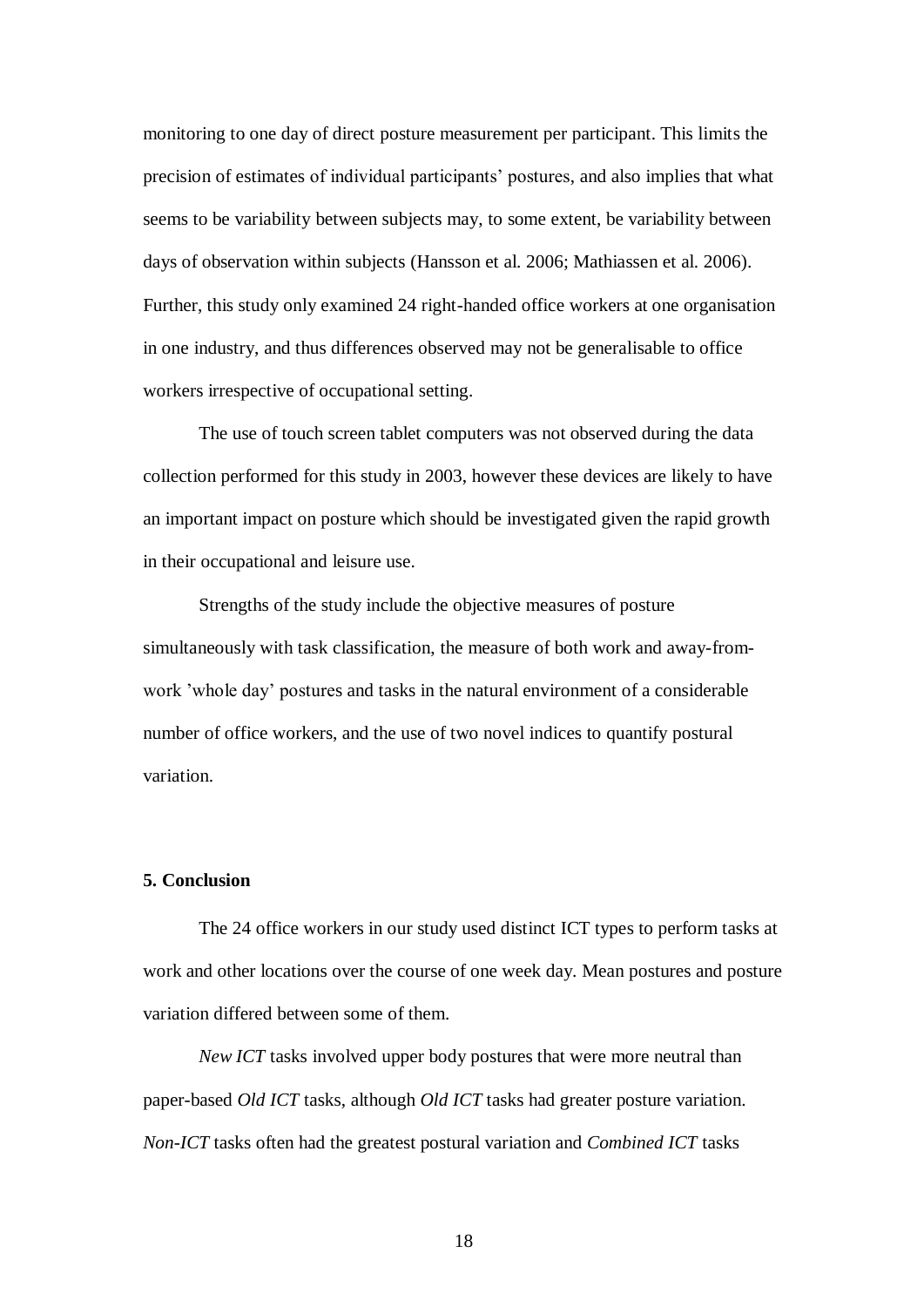monitoring to one day of direct posture measurement per participant. This limits the precision of estimates of individual participants' postures, and also implies that what seems to be variability between subjects may, to some extent, be variability between days of observation within subjects (Hansson et al. 2006; Mathiassen et al. 2006). Further, this study only examined 24 right-handed office workers at one organisation in one industry, and thus differences observed may not be generalisable to office workers irrespective of occupational setting.

The use of touch screen tablet computers was not observed during the data collection performed for this study in 2003, however these devices are likely to have an important impact on posture which should be investigated given the rapid growth in their occupational and leisure use.

Strengths of the study include the objective measures of posture simultaneously with task classification, the measure of both work and away-from-work 'whole day' postures and tasks in the natural environment of a considerable number of office workers, and the use of two novel indices to quantify postural variation.

## 5. Conclusion

The 24 office workers in our study used distinct ICT types to perform tasks at work and other locations over the course of one week day. Mean postures and posture variation differed between some of them.

*New ICT* tasks involved upper body postures that were more neutral than paper-based *Old ICT* tasks, although *Old ICT* tasks had greater posture variation. *Non-ICT* tasks often had the greatest postural variation and *Combined ICT* tasks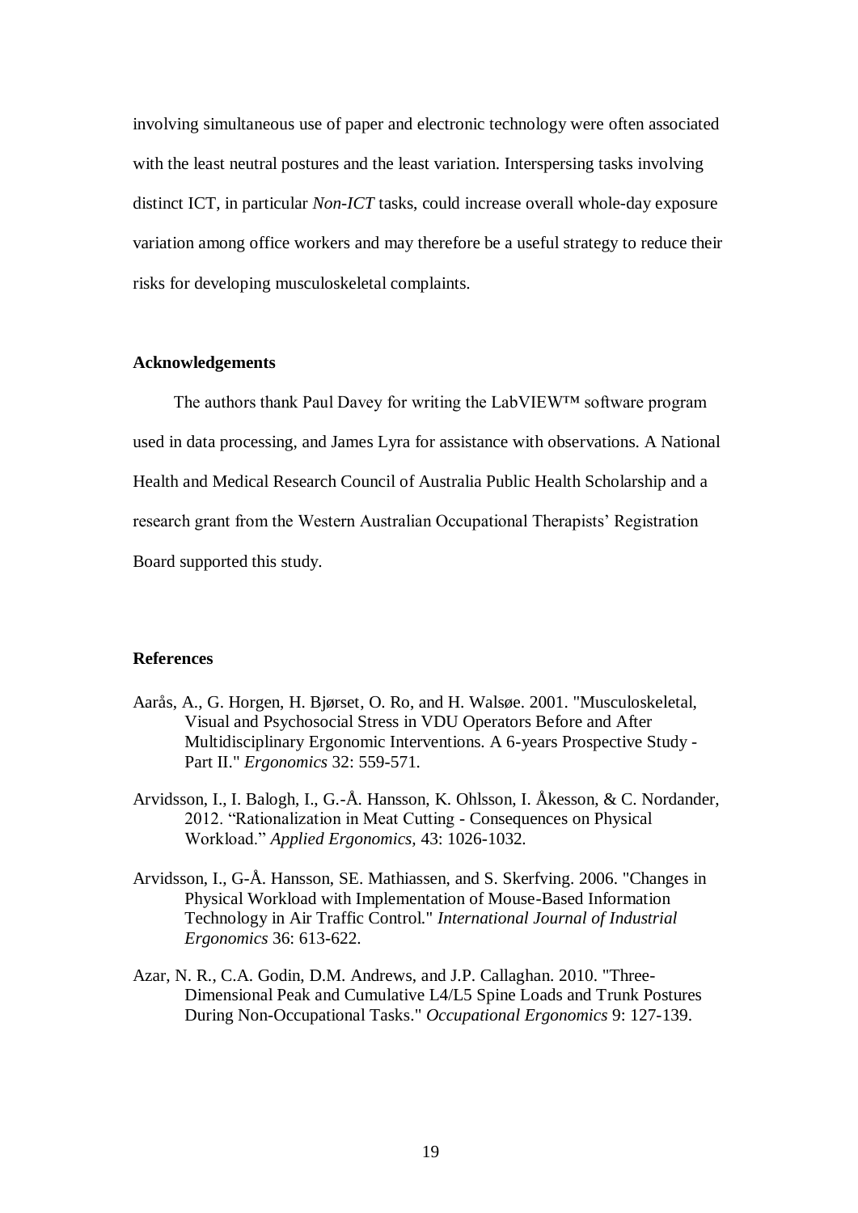involving simultaneous use of paper and electronic technology were often associated with the least neutral postures and the least variation. Interspersing tasks involving distinct ICT, in particular *Non-ICT* tasks, could increase overall whole-day exposure variation among office workers and may therefore be a useful strategy to reduce their risks for developing musculoskeletal complaints.

## Acknowledgements

The authors thank Paul Davey for writing the LabVIEW™ software program used in data processing, and James Lyra for assistance with observations. A National Health and Medical Research Council of Australia Public Health Scholarship and a research grant from the Western Australian Occupational Therapists' Registration Board supported this study.

## References

Aarås, A., G. Horgen, H. Bjørset, O. Ro, and H. Walsøe. 2001. "Musculoskeletal, Visual and Psychosocial Stress in VDU Operators Before and After Multidisciplinary Ergonomic Interventions. A 6-years Prospective Study - Part II." *Ergonomics* 32: 559-571.

Arvidsson, I., I. Balogh, I., G.-Å. Hansson, K. Ohlsson, I. Åkesson, & C. Nordander, 2012. "Rationalization in Meat Cutting - Consequences on Physical Workload." *Applied Ergonomics*, 43: 1026-1032.

Arvidsson, I., G-Å. Hansson, SE. Mathiassen, and S. Skerfving. 2006. "Changes in Physical Workload with Implementation of Mouse-Based Information Technology in Air Traffic Control." *International Journal of Industrial Ergonomics* 36: 613-622.

Azar, N. R., C.A. Godin, D.M. Andrews, and J.P. Callaghan. 2010. "Three-Dimensional Peak and Cumulative L4/L5 Spine Loads and Trunk Postures During Non-Occupational Tasks." *Occupational Ergonomics* 9: 127-139.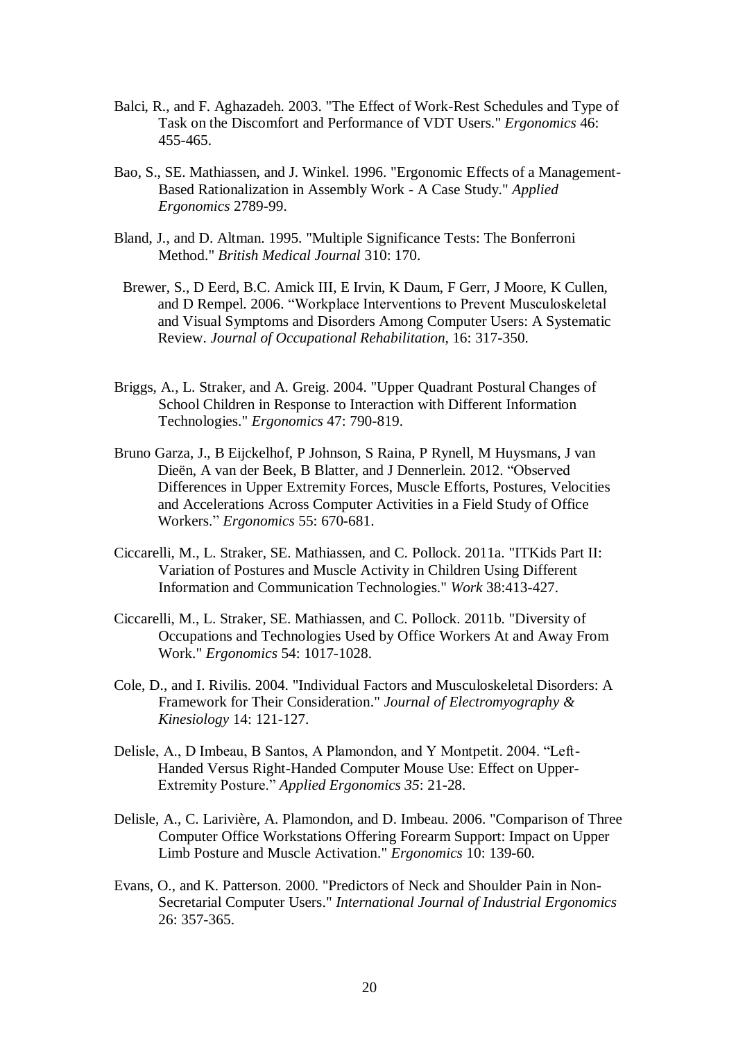Balci, R., and F. Aghazadeh. 2003. "The Effect of Work-Rest Schedules and Type of Task on the Discomfort and Performance of VDT Users." *Ergonomics* 46: 455-465.

Bao, S., SE. Mathiassen, and J. Winkel. 1996. "Ergonomic Effects of a Management-Based Rationalization in Assembly Work - A Case Study." *Applied Ergonomics* 2789-99.

Bland, J., and D. Altman. 1995. "Multiple Significance Tests: The Bonferroni Method." *British Medical Journal* 310: 170.

Brewer, S., D Eerd, B.C. Amick III, E Irvin, K Daum, F Gerr, J Moore, K Cullen, and D Rempel. 2006. "Workplace Interventions to Prevent Musculoskeletal and Visual Symptoms and Disorders Among Computer Users: A Systematic Review. *Journal of Occupational Rehabilitation*, 16: 317-350.

Briggs, A., L. Straker, and A. Greig. 2004. "Upper Quadrant Postural Changes of School Children in Response to Interaction with Different Information Technologies." *Ergonomics* 47: 790-819.

Bruno Garza, J., B Eijckelhof, P Johnson, S Raina, P Rynell, M Huysmans, J van Dieën, A van der Beek, B Blatter, and J Dennerlein. 2012. "Observed Differences in Upper Extremity Forces, Muscle Efforts, Postures, Velocities and Accelerations Across Computer Activities in a Field Study of Office Workers." *Ergonomics* 55: 670-681.

Ciccarelli, M., L. Straker, SE. Mathiassen, and C. Pollock. 2011a. "ITKids Part II: Variation of Postures and Muscle Activity in Children Using Different Information and Communication Technologies." *Work* 38:413-427.

Ciccarelli, M., L. Straker, SE. Mathiassen, and C. Pollock. 2011b. "Diversity of Occupations and Technologies Used by Office Workers At and Away From Work." *Ergonomics* 54: 1017-1028.

Cole, D., and I. Rivilis. 2004. "Individual Factors and Musculoskeletal Disorders: A Framework for Their Consideration." *Journal of Electromyography & Kinesiology* 14: 121-127.

Delisle, A., D Imbeau, B Santos, A Plamondon, and Y Montpetit. 2004. "Left-Handed Versus Right-Handed Computer Mouse Use: Effect on Upper-Extremity Posture." *Applied Ergonomics 35*: 21-28.

Delisle, A., C. Larivière, A. Plamondon, and D. Imbeau. 2006. "Comparison of Three Computer Office Workstations Offering Forearm Support: Impact on Upper Limb Posture and Muscle Activation." *Ergonomics* 10: 139-60.

Evans, O., and K. Patterson. 2000. "Predictors of Neck and Shoulder Pain in Non-Secretarial Computer Users." *International Journal of Industrial Ergonomics* 26: 357-365.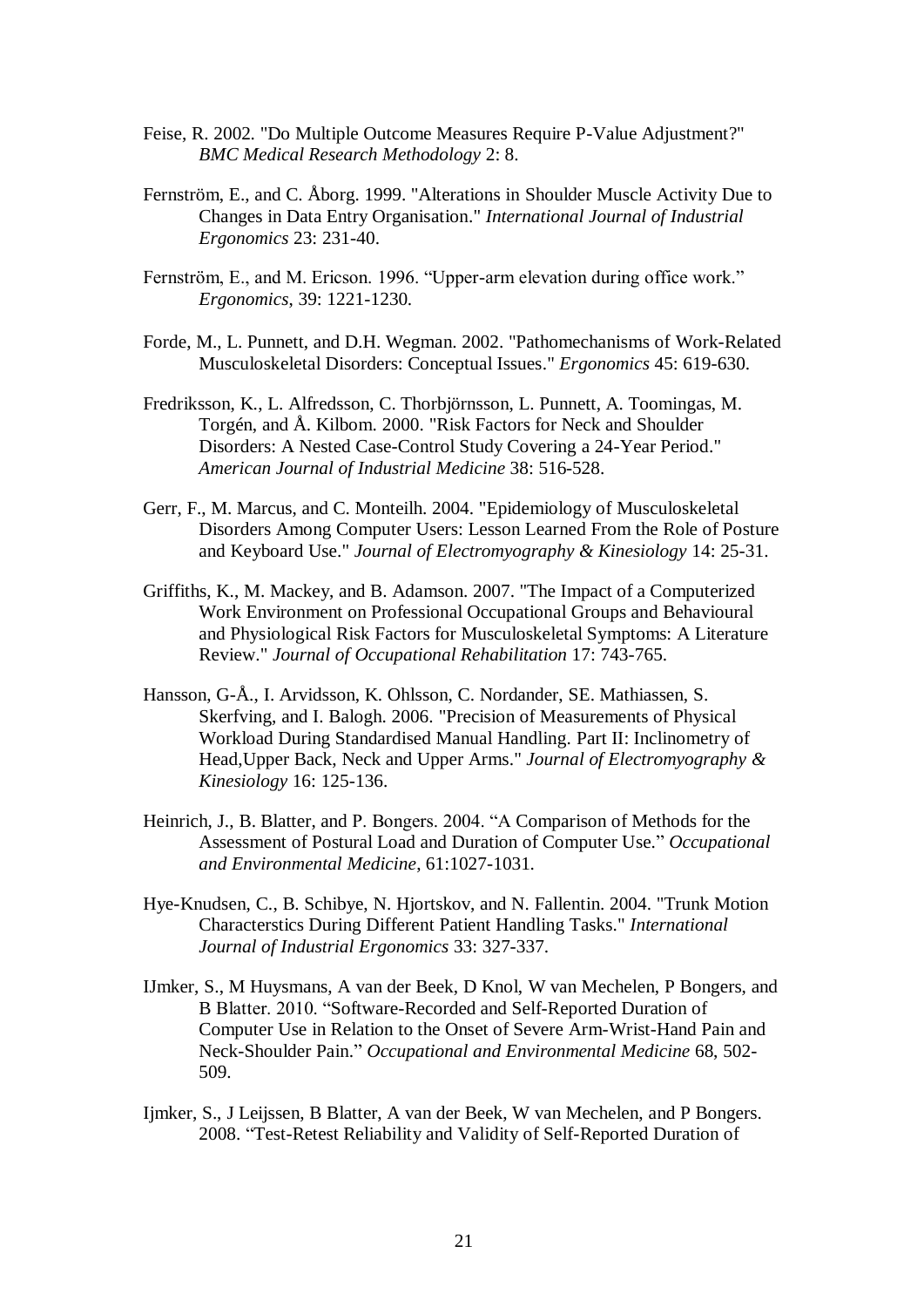Feise, R. 2002. "Do Multiple Outcome Measures Require P-Value Adjustment?" *BMC Medical Research Methodology* 2: 8.

Fernström, E., and C. Åborg. 1999. "Alterations in Shoulder Muscle Activity Due to Changes in Data Entry Organisation." *International Journal of Industrial Ergonomics* 23: 231-40.

Fernström, E., and M. Ericson. 1996. "Upper-arm elevation during office work." *Ergonomics*, 39: 1221-1230.

Forde, M., L. Punnett, and D.H. Wegman. 2002. "Pathomechanisms of Work-Related Musculoskeletal Disorders: Conceptual Issues." *Ergonomics* 45: 619-630.

Fredriksson, K., L. Alfredsson, C. Thorbjörnsson, L. Punnett, A. Toomingas, M. Torgén, and Å. Kilbom. 2000. "Risk Factors for Neck and Shoulder Disorders: A Nested Case-Control Study Covering a 24-Year Period." *American Journal of Industrial Medicine* 38: 516-528.

Gerr, F., M. Marcus, and C. Monteilh. 2004. "Epidemiology of Musculoskeletal Disorders Among Computer Users: Lesson Learned From the Role of Posture and Keyboard Use." *Journal of Electromyography & Kinesiology* 14: 25-31.

Griffiths, K., M. Mackey, and B. Adamson. 2007. "The Impact of a Computerized Work Environment on Professional Occupational Groups and Behavioural and Physiological Risk Factors for Musculoskeletal Symptoms: A Literature Review." *Journal of Occupational Rehabilitation* 17: 743-765.

Hansson, G-Å., I. Arvidsson, K. Ohlsson, C. Nordander, SE. Mathiassen, S. Skerfving, and I. Balogh. 2006. "Precision of Measurements of Physical Workload During Standardised Manual Handling. Part II: Inclinometry of Head,Upper Back, Neck and Upper Arms." *Journal of Electromyography & Kinesiology* 16: 125-136.

Heinrich, J., B. Blatter, and P. Bongers. 2004. "A Comparison of Methods for the Assessment of Postural Load and Duration of Computer Use." *Occupational and Environmental Medicine*, 61:1027-1031.

Hye-Knudsen, C., B. Schibye, N. Hjortskov, and N. Fallentin. 2004. "Trunk Motion Characterstics During Different Patient Handling Tasks." *International Journal of Industrial Ergonomics* 33: 327-337.

IJmker, S., M Huysmans, A van der Beek, D Knol, W van Mechelen, P Bongers, and B Blatter. 2010. "Software-Recorded and Self-Reported Duration of Computer Use in Relation to the Onset of Severe Arm-Wrist-Hand Pain and Neck-Shoulder Pain." *Occupational and Environmental Medicine* 68, 502-509.

Ijmker, S., J Leijssen, B Blatter, A van der Beek, W van Mechelen, and P Bongers. 2008. "Test-Retest Reliability and Validity of Self-Reported Duration of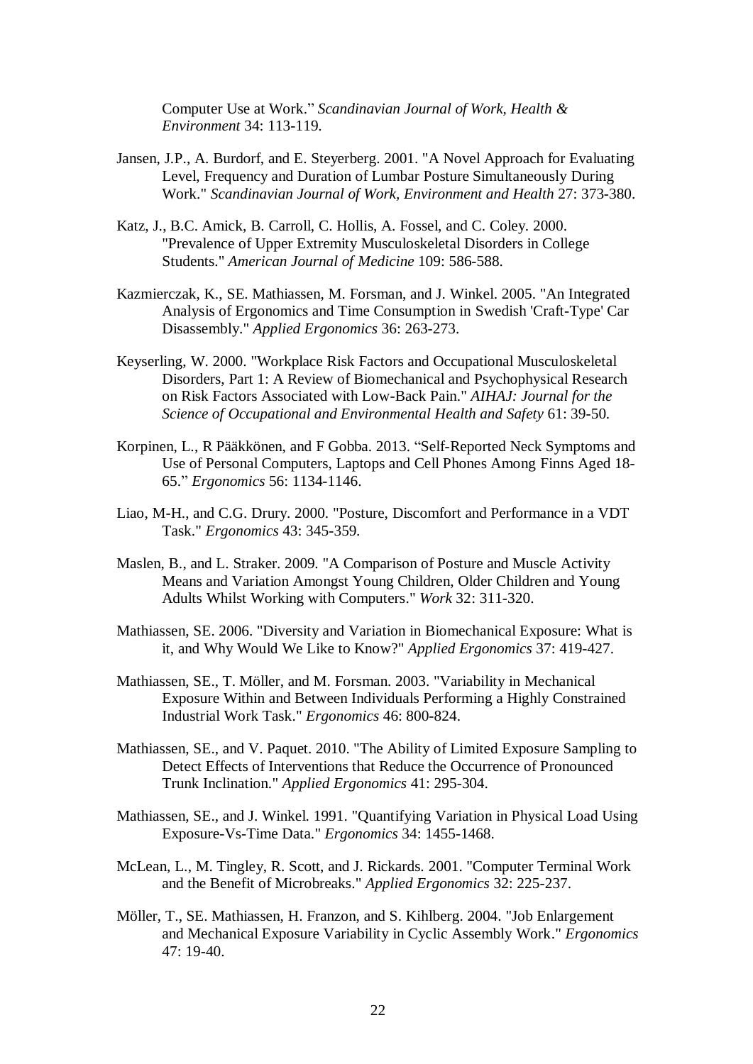Computer Use at Work." *Scandinavian Journal of Work, Health & Environment* 34: 113-119.

Jansen, J.P., A. Burdorf, and E. Steyerberg. 2001. "A Novel Approach for Evaluating Level, Frequency and Duration of Lumbar Posture Simultaneously During Work." *Scandinavian Journal of Work, Environment and Health* 27: 373-380.

Katz, J., B.C. Amick, B. Carroll, C. Hollis, A. Fossel, and C. Coley. 2000. "Prevalence of Upper Extremity Musculoskeletal Disorders in College Students." *American Journal of Medicine* 109: 586-588.

Kazmierczak, K., SE. Mathiassen, M. Forsman, and J. Winkel. 2005. "An Integrated Analysis of Ergonomics and Time Consumption in Swedish 'Craft-Type' Car Disassembly." *Applied Ergonomics* 36: 263-273.

Keyserling, W. 2000. "Workplace Risk Factors and Occupational Musculoskeletal Disorders, Part 1: A Review of Biomechanical and Psychophysical Research on Risk Factors Associated with Low-Back Pain." *AIHAJ: Journal for the Science of Occupational and Environmental Health and Safety* 61: 39-50.

Korpinen, L., R Pääkkönen, and F Gobba. 2013. "Self-Reported Neck Symptoms and Use of Personal Computers, Laptops and Cell Phones Among Finns Aged 18-65." *Ergonomics* 56: 1134-1146.

Liao, M-H., and C.G. Drury. 2000. "Posture, Discomfort and Performance in a VDT Task." *Ergonomics* 43: 345-359.

Maslen, B., and L. Straker. 2009. "A Comparison of Posture and Muscle Activity Means and Variation Amongst Young Children, Older Children and Young Adults Whilst Working with Computers." *Work* 32: 311-320.

Mathiassen, SE. 2006. "Diversity and Variation in Biomechanical Exposure: What is it, and Why Would We Like to Know?" *Applied Ergonomics* 37: 419-427.

Mathiassen, SE., T. Möller, and M. Forsman. 2003. "Variability in Mechanical Exposure Within and Between Individuals Performing a Highly Constrained Industrial Work Task." *Ergonomics* 46: 800-824.

Mathiassen, SE., and V. Paquet. 2010. "The Ability of Limited Exposure Sampling to Detect Effects of Interventions that Reduce the Occurrence of Pronounced Trunk Inclination." *Applied Ergonomics* 41: 295-304.

Mathiassen, SE., and J. Winkel. 1991. "Quantifying Variation in Physical Load Using Exposure-Vs-Time Data." *Ergonomics* 34: 1455-1468.

McLean, L., M. Tingley, R. Scott, and J. Rickards. 2001. "Computer Terminal Work and the Benefit of Microbreaks." *Applied Ergonomics* 32: 225-237.

Möller, T., SE. Mathiassen, H. Franzon, and S. Kihlberg. 2004. "Job Enlargement and Mechanical Exposure Variability in Cyclic Assembly Work." *Ergonomics* 47: 19-40.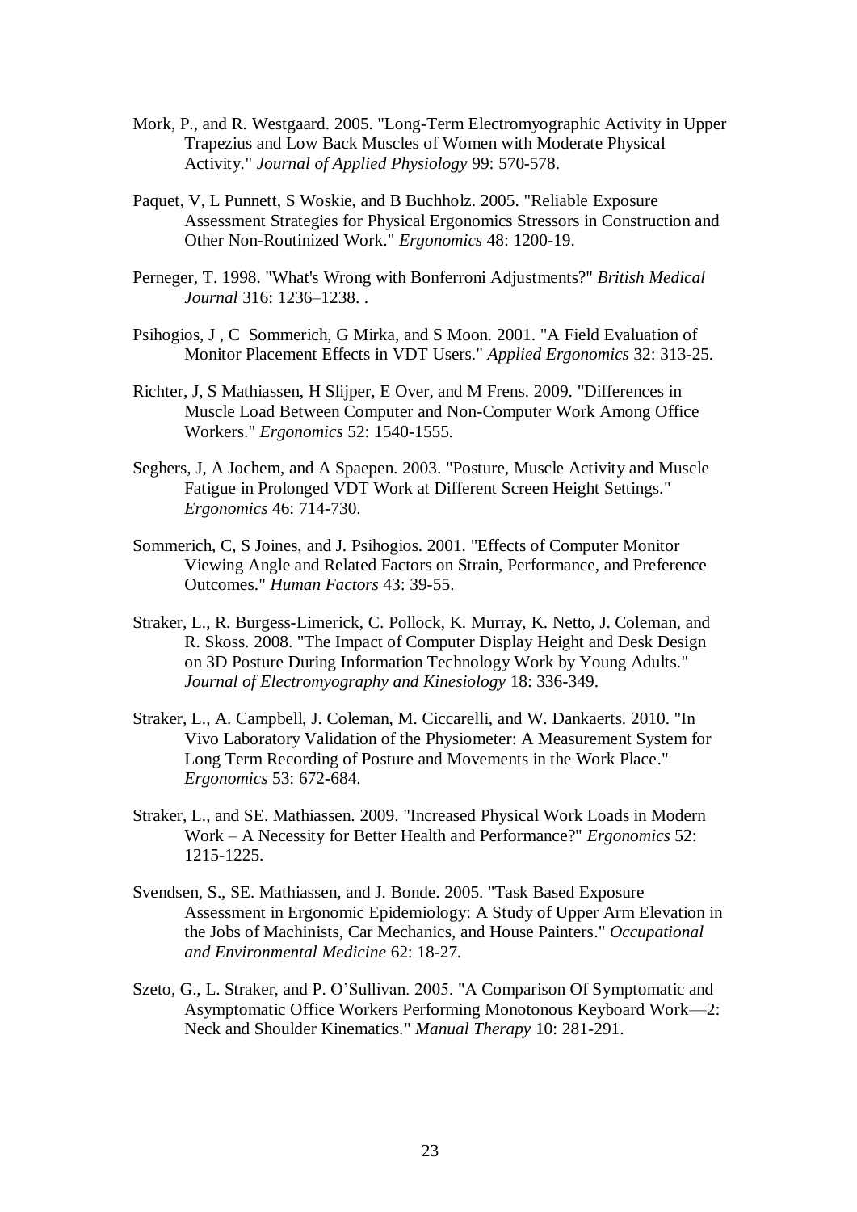Mork, P., and R. Westgaard. 2005. "Long-Term Electromyographic Activity in Upper Trapezius and Low Back Muscles of Women with Moderate Physical Activity." *Journal of Applied Physiology* 99: 570-578.

Paquet, V, L Punnett, S Woskie, and B Buchholz. 2005. "Reliable Exposure Assessment Strategies for Physical Ergonomics Stressors in Construction and Other Non-Routinized Work." *Ergonomics* 48: 1200-19.

Perneger, T. 1998. "What's Wrong with Bonferroni Adjustments?" *British Medical Journal* 316: 1236–1238. .

Psihogios, J , C Sommerich, G Mirka, and S Moon. 2001. "A Field Evaluation of Monitor Placement Effects in VDT Users." *Applied Ergonomics* 32: 313-25.

Richter, J, S Mathiassen, H Slijper, E Over, and M Frens. 2009. "Differences in Muscle Load Between Computer and Non-Computer Work Among Office Workers." *Ergonomics* 52: 1540-1555.

Seghers, J, A Jochem, and A Spaepen. 2003. "Posture, Muscle Activity and Muscle Fatigue in Prolonged VDT Work at Different Screen Height Settings." *Ergonomics* 46: 714-730.

Sommerich, C, S Joines, and J. Psihogios. 2001. "Effects of Computer Monitor Viewing Angle and Related Factors on Strain, Performance, and Preference Outcomes." *Human Factors* 43: 39-55.

Straker, L., R. Burgess-Limerick, C. Pollock, K. Murray, K. Netto, J. Coleman, and R. Skoss. 2008. "The Impact of Computer Display Height and Desk Design on 3D Posture During Information Technology Work by Young Adults." *Journal of Electromyography and Kinesiology* 18: 336-349.

Straker, L., A. Campbell, J. Coleman, M. Ciccarelli, and W. Dankaerts. 2010. "In Vivo Laboratory Validation of the Physiometer: A Measurement System for Long Term Recording of Posture and Movements in the Work Place." *Ergonomics* 53: 672-684.

Straker, L., and SE. Mathiassen. 2009. "Increased Physical Work Loads in Modern Work – A Necessity for Better Health and Performance?" *Ergonomics* 52: 1215-1225.

Svendsen, S., SE. Mathiassen, and J. Bonde. 2005. "Task Based Exposure Assessment in Ergonomic Epidemiology: A Study of Upper Arm Elevation in the Jobs of Machinists, Car Mechanics, and House Painters." *Occupational and Environmental Medicine* 62: 18-27.

Szeto, G., L. Straker, and P. O'Sullivan. 2005. "A Comparison Of Symptomatic and Asymptomatic Office Workers Performing Monotonous Keyboard Work—2: Neck and Shoulder Kinematics." *Manual Therapy* 10: 281-291.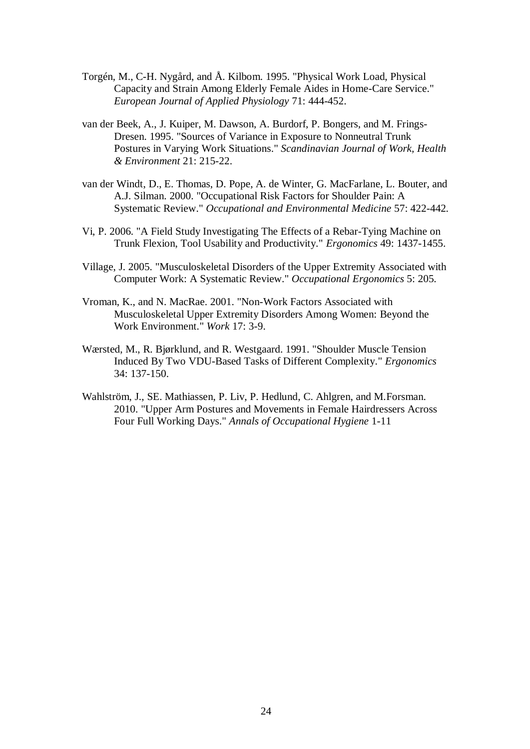Torgén, M., C-H. Nygård, and Å. Kilbom. 1995. "Physical Work Load, Physical Capacity and Strain Among Elderly Female Aides in Home-Care Service." *European Journal of Applied Physiology* 71: 444-452.

van der Beek, A., J. Kuiper, M. Dawson, A. Burdorf, P. Bongers, and M. Frings-Dresen. 1995. "Sources of Variance in Exposure to Nonneutral Trunk Postures in Varying Work Situations." *Scandinavian Journal of Work, Health & Environment* 21: 215-22.

van der Windt, D., E. Thomas, D. Pope, A. de Winter, G. MacFarlane, L. Bouter, and A.J. Silman. 2000. "Occupational Risk Factors for Shoulder Pain: A Systematic Review." *Occupational and Environmental Medicine* 57: 422-442.

Vi, P. 2006. "A Field Study Investigating The Effects of a Rebar-Tying Machine on Trunk Flexion, Tool Usability and Productivity." *Ergonomics* 49: 1437-1455.

Village, J. 2005. "Musculoskeletal Disorders of the Upper Extremity Associated with Computer Work: A Systematic Review." *Occupational Ergonomics* 5: 205.

Vroman, K., and N. MacRae. 2001. "Non-Work Factors Associated with Musculoskeletal Upper Extremity Disorders Among Women: Beyond the Work Environment." *Work* 17: 3-9.

Wærsted, M., R. Bjørklund, and R. Westgaard. 1991. "Shoulder Muscle Tension Induced By Two VDU-Based Tasks of Different Complexity." *Ergonomics* 34: 137-150.

Wahlström, J., SE. Mathiassen, P. Liv, P. Hedlund, C. Ahlgren, and M.Forsman. 2010. "Upper Arm Postures and Movements in Female Hairdressers Across Four Full Working Days." *Annals of Occupational Hygiene* 1-11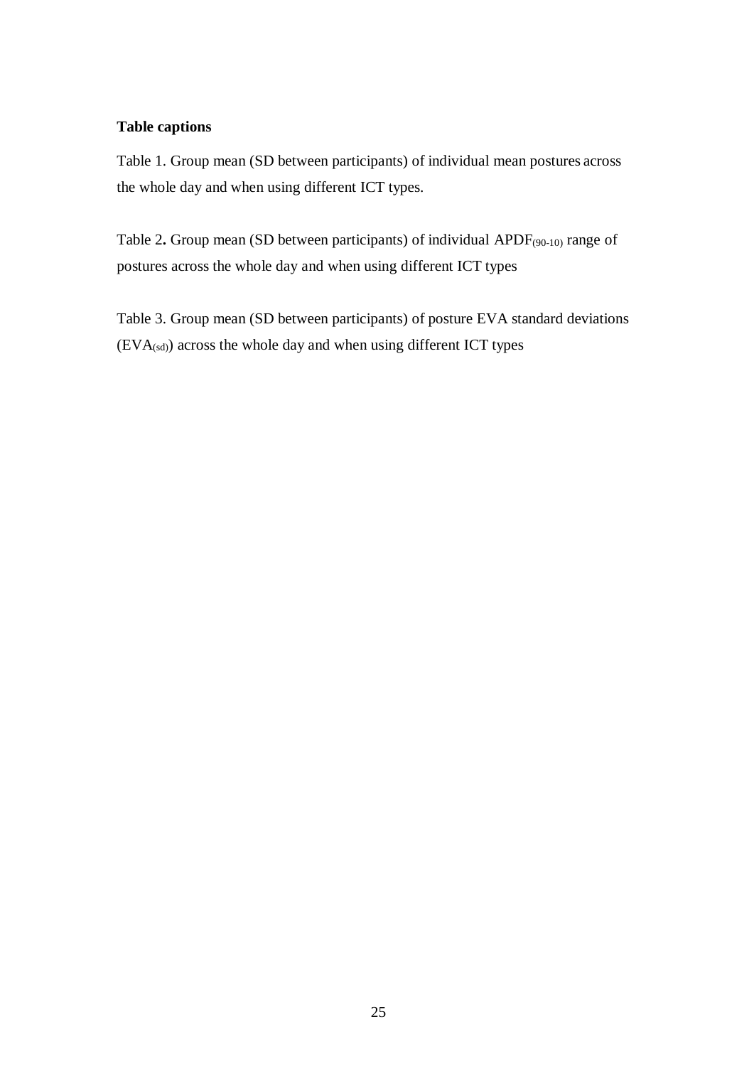**Table captions**

Table 1. Group mean (SD between participants) of individual mean postures across the whole day and when using different ICT types.

Table 2**.** Group mean (SD between participants) of individual $APDF_{(90\text{-}10)}$ range of postures across the whole day and when using different ICT types

Table 3. Group mean (SD between participants) of posture EVA standard deviations ($EVA_{(sd)}$) across the whole day and when using different ICT types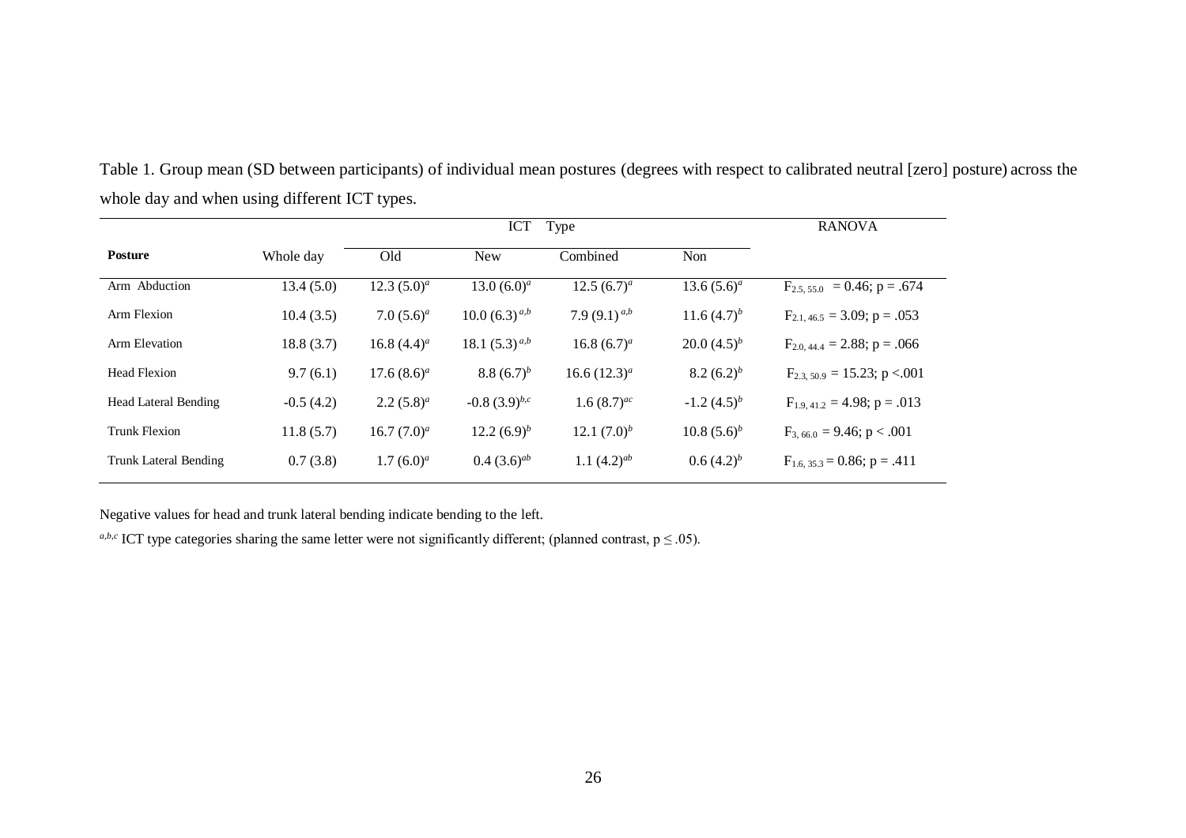Table 1. Group mean (SD between participants) of individual mean postures (degrees with respect to calibrated neutral [zero] posture) across the whole day and when using different ICT types.

| | | ICT Type | | | | RANOVA |
|---|---|---|---|---|---|---|
| **Posture** | Whole day | Old | New | Combined | Non | |
| Arm Abduction | 13.4 (5.0) | 12.3 (5.0)[a] | 13.0 (6.0)[a] | 12.5 (6.7)[a] | 13.6 (5.6)[a] | $F_{2.5, 55.0}$ = 0.46; p = .674 |
| Arm Flexion | 10.4 (3.5) | 7.0 (5.6)[a] | 10.0 (6.3)[a,b] | 7.9 (9.1)[a,b] | 11.6 (4.7)[b] | $F_{2.1, 46.5}$ = 3.09; p = .053 |
| Arm Elevation | 18.8 (3.7) | 16.8 (4.4)[a] | 18.1 (5.3)[a,b] | 16.8 (6.7)[a] | 20.0 (4.5)[b] | $F_{2.0, 44.4}$ = 2.88; p = .066 |
| Head Flexion | 9.7 (6.1) | 17.6 (8.6)[a] | 8.8 (6.7)[b] | 16.6 (12.3)[a] | 8.2 (6.2)[b] | $F_{2.3, 50.9}$ = 15.23; p <.001 |
| Head Lateral Bending | -0.5 (4.2) | 2.2 (5.8)[a] | -0.8 (3.9)[b,c] | 1.6 (8.7)[ac] | -1.2 (4.5)[b] | $F_{1.9, 41.2}$ = 4.98; p = .013 |
| Trunk Flexion | 11.8 (5.7) | 16.7 (7.0)[a] | 12.2 (6.9)[b] | 12.1 (7.0)[b] | 10.8 (5.6)[b] | $F_{3, 66.0}$ = 9.46; p < .001 |
| Trunk Lateral Bending | 0.7 (3.8) | 1.7 (6.0)[a] | 0.4 (3.6)[ab] | 1.1 (4.2)[ab] | 0.6 (4.2)[b] | $F_{1.6, 35.3}$ = 0.86; p = .411 |

Negative values for head and trunk lateral bending indicate bending to the left.

[a,b,c] ICT type categories sharing the same letter were not significantly different; (planned contrast, $p \leq .05$).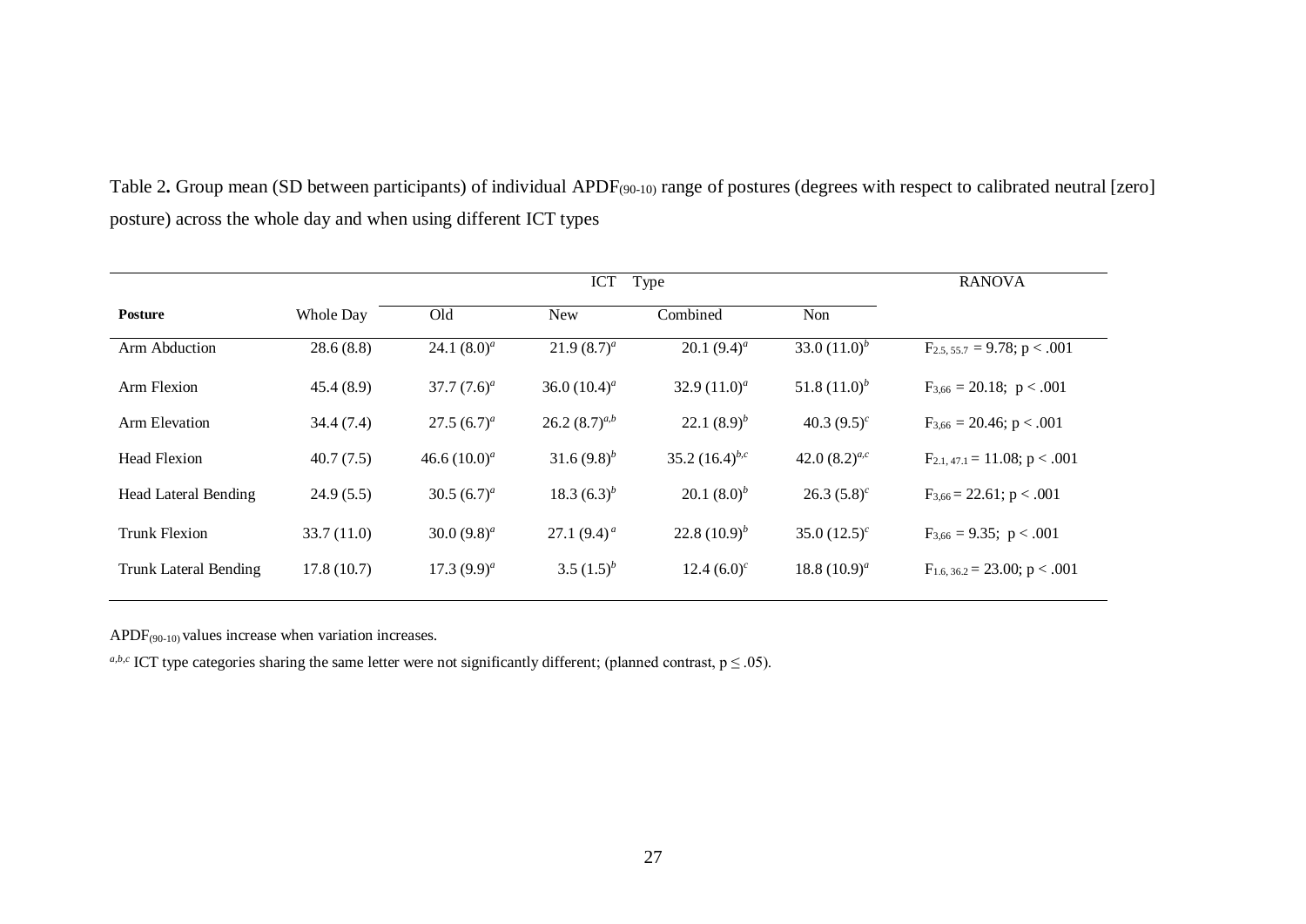Table 2**.** Group mean (SD between participants) of individual $APDF_{(90\text{-}10)}$ range of postures (degrees with respect to calibrated neutral [zero] posture) across the whole day and when using different ICT types

| | | ICT Type | | | | RANOVA |
|---|---|---|---|---|---|---|
| **Posture** | Whole Day | Old | New | Combined | Non | |
| Arm Abduction | 28.6 (8.8) | 24.1 (8.0)$^{a}$ | 21.9 (8.7)$^{a}$ | 20.1 (9.4)$^{a}$ | 33.0 (11.0)$^{b}$ | $F_{2.5,\,55.7} = 9.78$; $p < .001$ |
| Arm Flexion | 45.4 (8.9) | 37.7 (7.6)$^{a}$ | 36.0 (10.4)$^{a}$ | 32.9 (11.0)$^{a}$ | 51.8 (11.0)$^{b}$ | $F_{3,66} = 20.18$; $p < .001$ |
| Arm Elevation | 34.4 (7.4) | 27.5 (6.7)$^{a}$ | 26.2 (8.7)$^{a,b}$ | 22.1 (8.9)$^{b}$ | 40.3 (9.5)$^{c}$ | $F_{3,66} = 20.46$; $p < .001$ |
| Head Flexion | 40.7 (7.5) | 46.6 (10.0)$^{a}$ | 31.6 (9.8)$^{b}$ | 35.2 (16.4)$^{b,c}$ | 42.0 (8.2)$^{a,c}$ | $F_{2.1,\,47.1} = 11.08$; $p < .001$ |
| Head Lateral Bending | 24.9 (5.5) | 30.5 (6.7)$^{a}$ | 18.3 (6.3)$^{b}$ | 20.1 (8.0)$^{b}$ | 26.3 (5.8)$^{c}$ | $F_{3,66} = 22.61$; $p < .001$ |
| Trunk Flexion | 33.7 (11.0) | 30.0 (9.8)$^{a}$ | 27.1 (9.4)$^{a}$ | 22.8 (10.9)$^{b}$ | 35.0 (12.5)$^{c}$ | $F_{3,66} = 9.35$; $p < .001$ |
| Trunk Lateral Bending | 17.8 (10.7) | 17.3 (9.9)$^{a}$ | 3.5 (1.5)$^{b}$ | 12.4 (6.0)$^{c}$ | 18.8 (10.9)$^{a}$ | $F_{1.6,\,36.2} = 23.00$; $p < .001$ |

$APDF_{(90\text{-}10)}$ values increase when variation increases.

[a,b,c] ICT type categories sharing the same letter were not significantly different; (planned contrast, $p \leq .05$).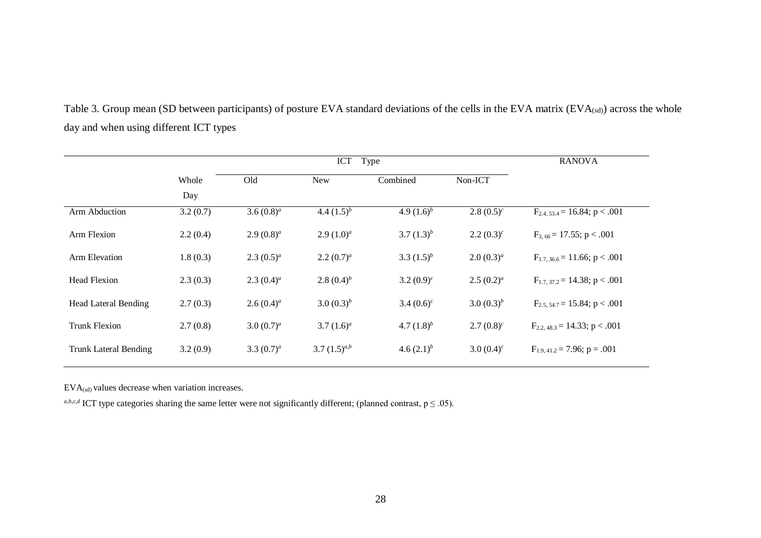Table 3. Group mean (SD between participants) of posture EVA standard deviations of the cells in the EVA matrix ($EVA_{(sd)}$) across the whole day and when using different ICT types

| | Whole Day | ICT Type | | | | RANOVA |
|---|---|---|---|---|---|---|
| | | Old | New | Combined | Non-ICT | |
| Arm Abduction | 3.2 (0.7) | 3.6 (0.8)[a] | 4.4 (1.5)[b] | 4.9 (1.6)[b] | 2.8 (0.5)[c] | $F_{2.4, 53.4} = 16.84$; $p < .001$ |
| Arm Flexion | 2.2 (0.4) | 2.9 (0.8)[a] | 2.9 (1.0)[a] | 3.7 (1.3)[b] | 2.2 (0.3)[c] | $F_{3, 66} = 17.55$; $p < .001$ |
| Arm Elevation | 1.8 (0.3) | 2.3 (0.5)[a] | 2.2 (0.7)[a] | 3.3 (1.5)[b] | 2.0 (0.3)[a] | $F_{1.7, 36.6} = 11.66$; $p < .001$ |
| Head Flexion | 2.3 (0.3) | 2.3 (0.4)[a] | 2.8 (0.4)[b] | 3.2 (0.9)[c] | 2.5 (0.2)[a] | $F_{1.7, 37.2} = 14.38$; $p < .001$ |
| Head Lateral Bending | 2.7 (0.3) | 2.6 (0.4)[a] | 3.0 (0.3)[b] | 3.4 (0.6)[c] | 3.0 (0.3)[b] | $F_{2.5, 54.7} = 15.84$; $p < .001$ |
| Trunk Flexion | 2.7 (0.8) | 3.0 (0.7)[a] | 3.7 (1.6)[a] | 4.7 (1.8)[b] | 2.7 (0.8)[c] | $F_{2.2, 48.3} = 14.33$; $p < .001$ |
| Trunk Lateral Bending | 3.2 (0.9) | 3.3 (0.7)[a] | 3.7 (1.5)[a,b] | 4.6 (2.1)[b] | 3.0 (0.4)[c] | $F_{1.9, 41.2} = 7.96$; $p = .001$ |

$EVA_{(sd)}$ values decrease when variation increases.

[a,b,c,d] ICT type categories sharing the same letter were not significantly different; (planned contrast, $p \leq .05$).